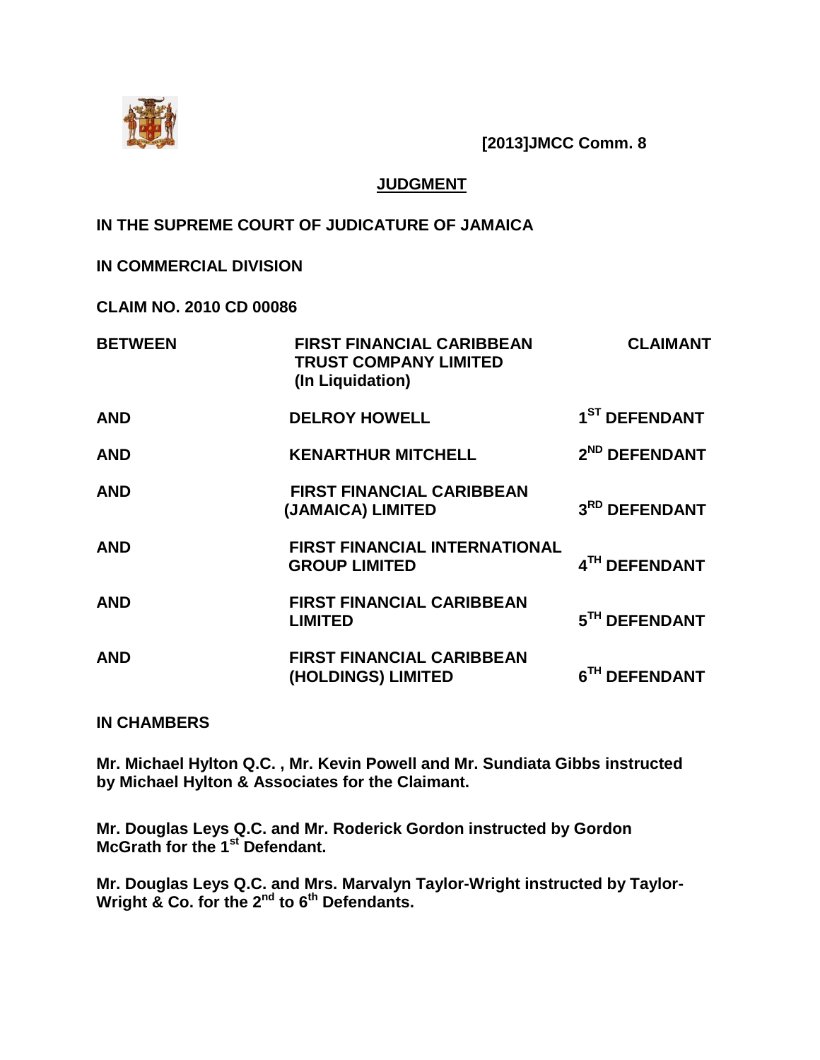**[2013]JMCC Comm. 8**

**JUDGMENT**

**IN THE SUPREME COURT OF JUDICATURE OF JAMAICA**

**IN COMMERCIAL DIVISION**

**CLAIM NO. 2010 CD 00086**

| | | |
|---|---|---|
| **BETWEEN** | **FIRST FINANCIAL CARIBBEAN TRUST COMPANY LIMITED (In Liquidation)** | **CLAIMANT** |
| **AND** | **DELROY HOWELL** | **1ST DEFENDANT** |
| **AND** | **KENARTHUR MITCHELL** | **2ND DEFENDANT** |
| **AND** | **FIRST FINANCIAL CARIBBEAN (JAMAICA) LIMITED** | **3RD DEFENDANT** |
| **AND** | **FIRST FINANCIAL INTERNATIONAL GROUP LIMITED** | **4TH DEFENDANT** |
| **AND** | **FIRST FINANCIAL CARIBBEAN LIMITED** | **5TH DEFENDANT** |
| **AND** | **FIRST FINANCIAL CARIBBEAN (HOLDINGS) LIMITED** | **6TH DEFENDANT** |

**IN CHAMBERS**

**Mr. Michael Hylton Q.C. , Mr. Kevin Powell and Mr. Sundiata Gibbs instructed by Michael Hylton & Associates for the Claimant.**

**Mr. Douglas Leys Q.C. and Mr. Roderick Gordon instructed by Gordon McGrath for the 1st Defendant.**

**Mr. Douglas Leys Q.C. and Mrs. Marvalyn Taylor-Wright instructed by Taylor-Wright & Co. for the 2nd to 6th Defendants.**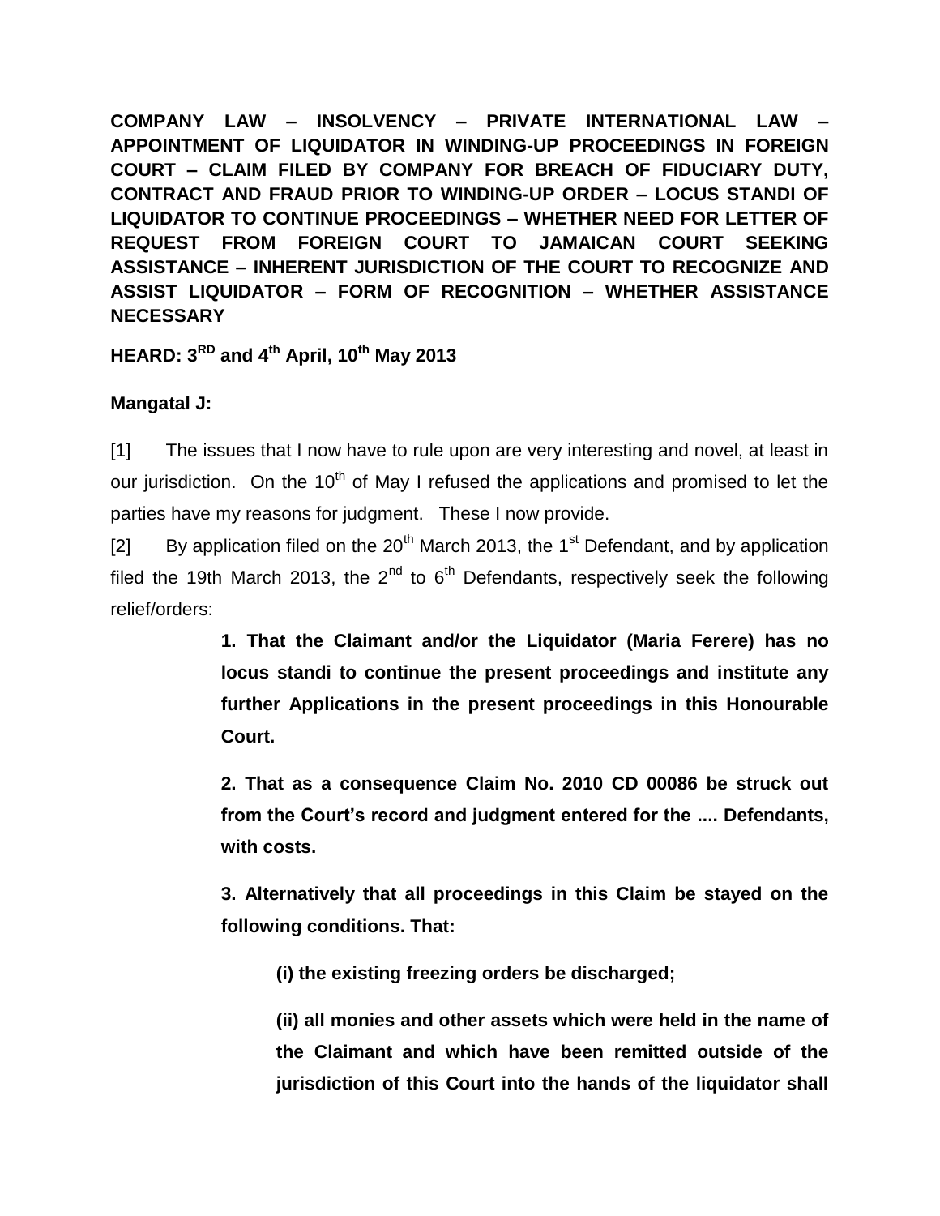**COMPANY LAW – INSOLVENCY – PRIVATE INTERNATIONAL LAW – APPOINTMENT OF LIQUIDATOR IN WINDING-UP PROCEEDINGS IN FOREIGN COURT – CLAIM FILED BY COMPANY FOR BREACH OF FIDUCIARY DUTY, CONTRACT AND FRAUD PRIOR TO WINDING-UP ORDER – LOCUS STANDI OF LIQUIDATOR TO CONTINUE PROCEEDINGS – WHETHER NEED FOR LETTER OF REQUEST FROM FOREIGN COURT TO JAMAICAN COURT SEEKING ASSISTANCE – INHERENT JURISDICTION OF THE COURT TO RECOGNIZE AND ASSIST LIQUIDATOR – FORM OF RECOGNITION – WHETHER ASSISTANCE NECESSARY**

**HEARD: 3RD and 4th April, 10th May 2013**

**Mangatal J:**

[1] The issues that I now have to rule upon are very interesting and novel, at least in our jurisdiction. On the 10th of May I refused the applications and promised to let the parties have my reasons for judgment. These I now provide.

[2] By application filed on the 20th March 2013, the 1st Defendant, and by application filed the 19th March 2013, the 2nd to 6th Defendants, respectively seek the following relief/orders:

> **1. That the Claimant and/or the Liquidator (Maria Ferere) has no locus standi to continue the present proceedings and institute any further Applications in the present proceedings in this Honourable Court.**
>
> **2. That as a consequence Claim No. 2010 CD 00086 be struck out from the Court's record and judgment entered for the .... Defendants, with costs.**
>
> **3. Alternatively that all proceedings in this Claim be stayed on the following conditions. That:**
>
> > **(i) the existing freezing orders be discharged;**
> >
> > **(ii) all monies and other assets which were held in the name of the Claimant and which have been remitted outside of the jurisdiction of this Court into the hands of the liquidator shall**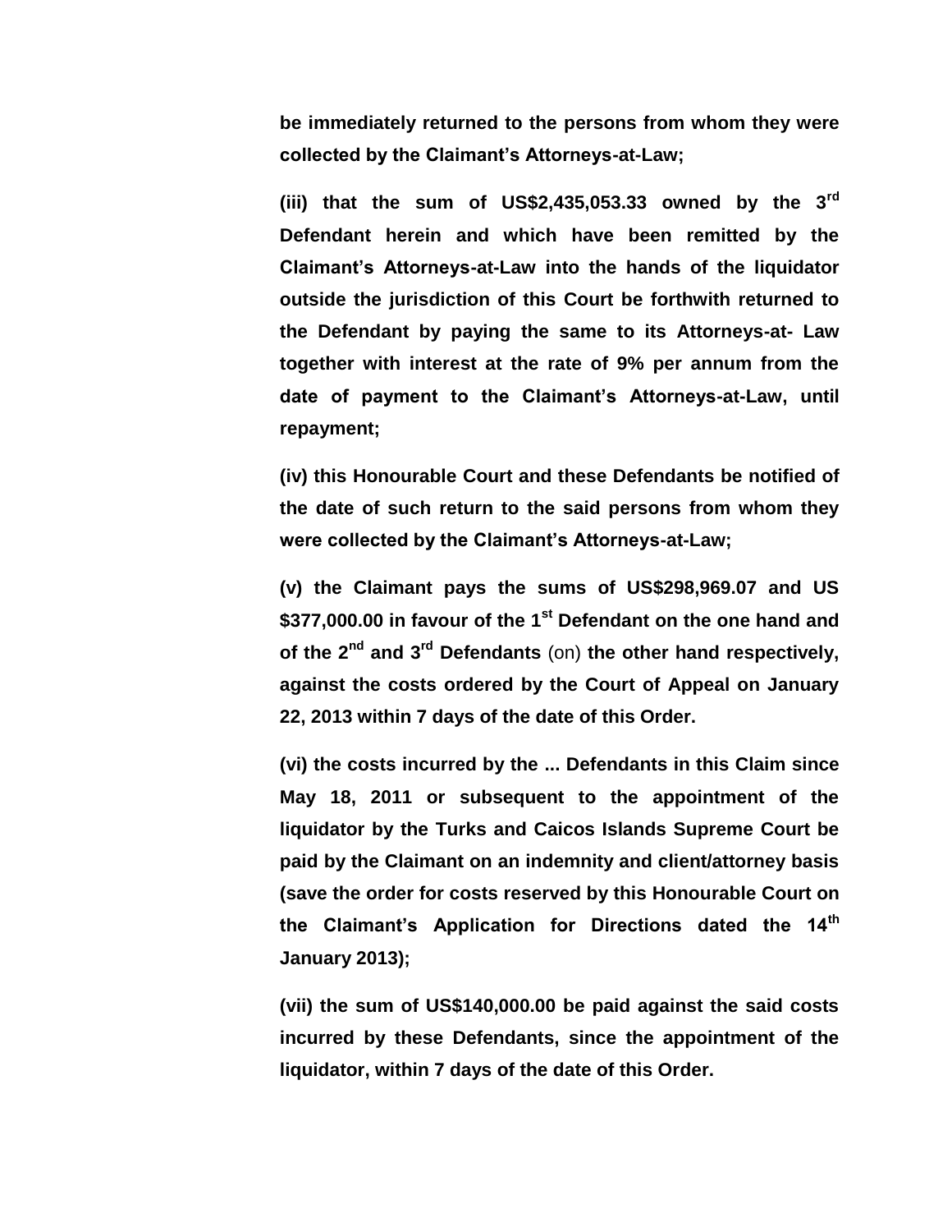**be immediately returned to the persons from whom they were collected by the Claimant's Attorneys-at-Law;**

**(iii) that the sum of US$2,435,053.33 owned by the 3rd Defendant herein and which have been remitted by the Claimant's Attorneys-at-Law into the hands of the liquidator outside the jurisdiction of this Court be forthwith returned to the Defendant by paying the same to its Attorneys-at- Law together with interest at the rate of 9% per annum from the date of payment to the Claimant's Attorneys-at-Law, until repayment;**

**(iv) this Honourable Court and these Defendants be notified of the date of such return to the said persons from whom they were collected by the Claimant's Attorneys-at-Law;**

**(v) the Claimant pays the sums of US$298,969.07 and US $377,000.00 in favour of the 1st Defendant on the one hand and of the 2nd and 3rd Defendants** (on) **the other hand respectively, against the costs ordered by the Court of Appeal on January 22, 2013 within 7 days of the date of this Order.**

**(vi) the costs incurred by the ... Defendants in this Claim since May 18, 2011 or subsequent to the appointment of the liquidator by the Turks and Caicos Islands Supreme Court be paid by the Claimant on an indemnity and client/attorney basis (save the order for costs reserved by this Honourable Court on the Claimant's Application for Directions dated the 14th January 2013);**

**(vii) the sum of US$140,000.00 be paid against the said costs incurred by these Defendants, since the appointment of the liquidator, within 7 days of the date of this Order.**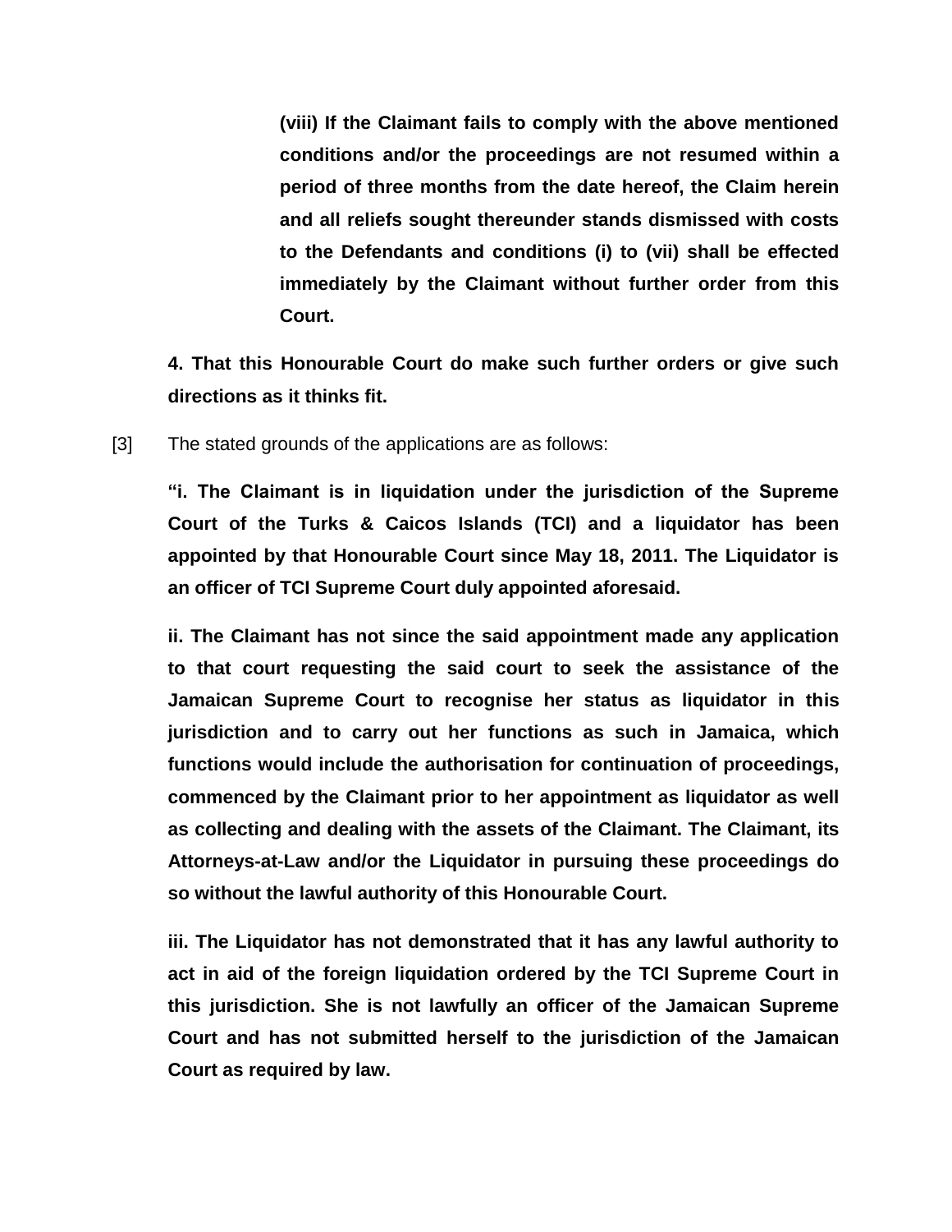**(viii) If the Claimant fails to comply with the above mentioned conditions and/or the proceedings are not resumed within a period of three months from the date hereof, the Claim herein and all reliefs sought thereunder stands dismissed with costs to the Defendants and conditions (i) to (vii) shall be effected immediately by the Claimant without further order from this Court.**

**4. That this Honourable Court do make such further orders or give such directions as it thinks fit.**

[3] The stated grounds of the applications are as follows:

**"i. The Claimant is in liquidation under the jurisdiction of the Supreme Court of the Turks & Caicos Islands (TCI) and a liquidator has been appointed by that Honourable Court since May 18, 2011. The Liquidator is an officer of TCI Supreme Court duly appointed aforesaid.**

**ii. The Claimant has not since the said appointment made any application to that court requesting the said court to seek the assistance of the Jamaican Supreme Court to recognise her status as liquidator in this jurisdiction and to carry out her functions as such in Jamaica, which functions would include the authorisation for continuation of proceedings, commenced by the Claimant prior to her appointment as liquidator as well as collecting and dealing with the assets of the Claimant. The Claimant, its Attorneys-at-Law and/or the Liquidator in pursuing these proceedings do so without the lawful authority of this Honourable Court.**

**iii. The Liquidator has not demonstrated that it has any lawful authority to act in aid of the foreign liquidation ordered by the TCI Supreme Court in this jurisdiction. She is not lawfully an officer of the Jamaican Supreme Court and has not submitted herself to the jurisdiction of the Jamaican Court as required by law.**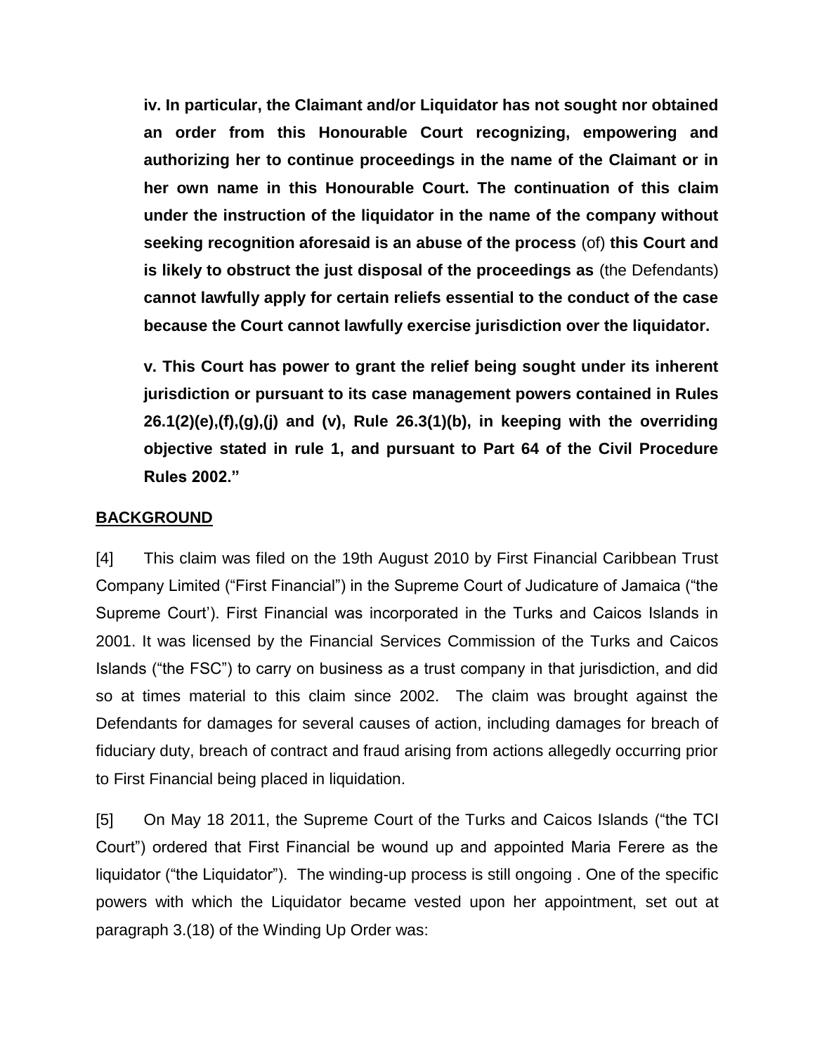**iv. In particular, the Claimant and/or Liquidator has not sought nor obtained an order from this Honourable Court recognizing, empowering and authorizing her to continue proceedings in the name of the Claimant or in her own name in this Honourable Court. The continuation of this claim under the instruction of the liquidator in the name of the company without seeking recognition aforesaid is an abuse of the process** (of) **this Court and is likely to obstruct the just disposal of the proceedings as** (the Defendants) **cannot lawfully apply for certain reliefs essential to the conduct of the case because the Court cannot lawfully exercise jurisdiction over the liquidator.**

**v. This Court has power to grant the relief being sought under its inherent jurisdiction or pursuant to its case management powers contained in Rules 26.1(2)(e),(f),(g),(j) and (v), Rule 26.3(1)(b), in keeping with the overriding objective stated in rule 1, and pursuant to Part 64 of the Civil Procedure Rules 2002."**

**BACKGROUND**

[4] This claim was filed on the 19th August 2010 by First Financial Caribbean Trust Company Limited ("First Financial") in the Supreme Court of Judicature of Jamaica ("the Supreme Court'). First Financial was incorporated in the Turks and Caicos Islands in 2001. It was licensed by the Financial Services Commission of the Turks and Caicos Islands ("the FSC") to carry on business as a trust company in that jurisdiction, and did so at times material to this claim since 2002. The claim was brought against the Defendants for damages for several causes of action, including damages for breach of fiduciary duty, breach of contract and fraud arising from actions allegedly occurring prior to First Financial being placed in liquidation.

[5] On May 18 2011, the Supreme Court of the Turks and Caicos Islands ("the TCI Court") ordered that First Financial be wound up and appointed Maria Ferere as the liquidator ("the Liquidator"). The winding-up process is still ongoing . One of the specific powers with which the Liquidator became vested upon her appointment, set out at paragraph 3.(18) of the Winding Up Order was: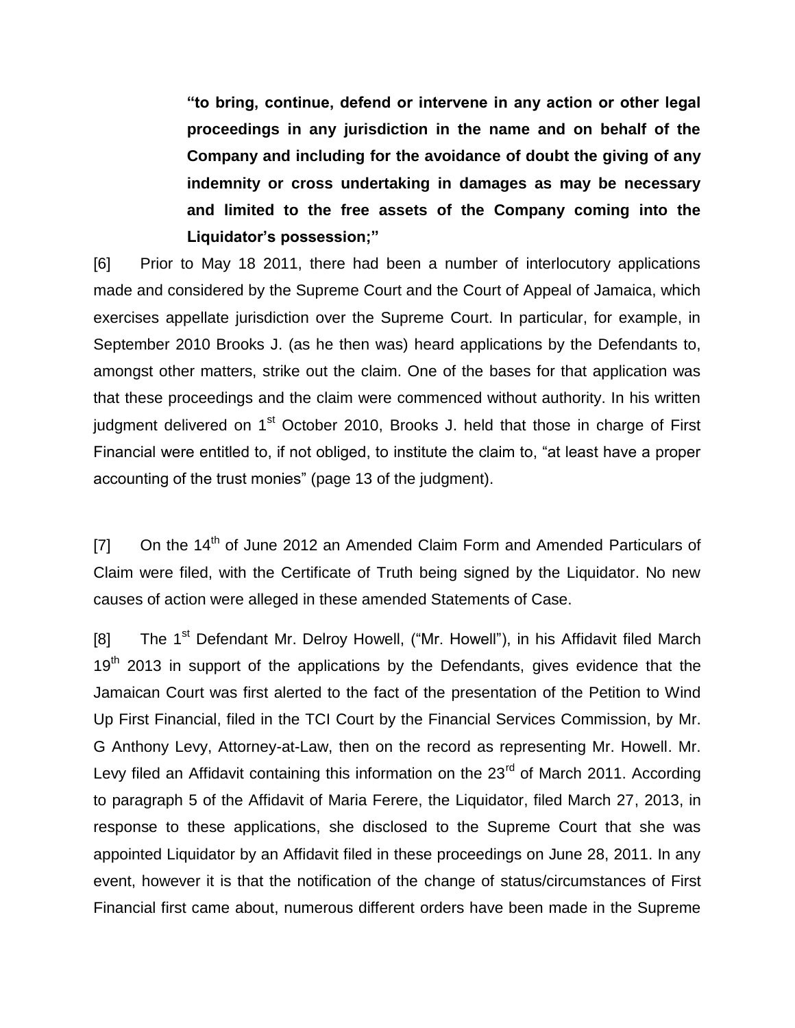> **"to bring, continue, defend or intervene in any action or other legal proceedings in any jurisdiction in the name and on behalf of the Company and including for the avoidance of doubt the giving of any indemnity or cross undertaking in damages as may be necessary and limited to the free assets of the Company coming into the Liquidator's possession;"**

[6] Prior to May 18 2011, there had been a number of interlocutory applications made and considered by the Supreme Court and the Court of Appeal of Jamaica, which exercises appellate jurisdiction over the Supreme Court. In particular, for example, in September 2010 Brooks J. (as he then was) heard applications by the Defendants to, amongst other matters, strike out the claim. One of the bases for that application was that these proceedings and the claim were commenced without authority. In his written judgment delivered on 1st October 2010, Brooks J. held that those in charge of First Financial were entitled to, if not obliged, to institute the claim to, "at least have a proper accounting of the trust monies" (page 13 of the judgment).

[7] On the 14th of June 2012 an Amended Claim Form and Amended Particulars of Claim were filed, with the Certificate of Truth being signed by the Liquidator. No new causes of action were alleged in these amended Statements of Case.

[8] The 1st Defendant Mr. Delroy Howell, ("Mr. Howell"), in his Affidavit filed March 19th 2013 in support of the applications by the Defendants, gives evidence that the Jamaican Court was first alerted to the fact of the presentation of the Petition to Wind Up First Financial, filed in the TCI Court by the Financial Services Commission, by Mr. G Anthony Levy, Attorney-at-Law, then on the record as representing Mr. Howell. Mr. Levy filed an Affidavit containing this information on the 23rd of March 2011. According to paragraph 5 of the Affidavit of Maria Ferere, the Liquidator, filed March 27, 2013, in response to these applications, she disclosed to the Supreme Court that she was appointed Liquidator by an Affidavit filed in these proceedings on June 28, 2011. In any event, however it is that the notification of the change of status/circumstances of First Financial first came about, numerous different orders have been made in the Supreme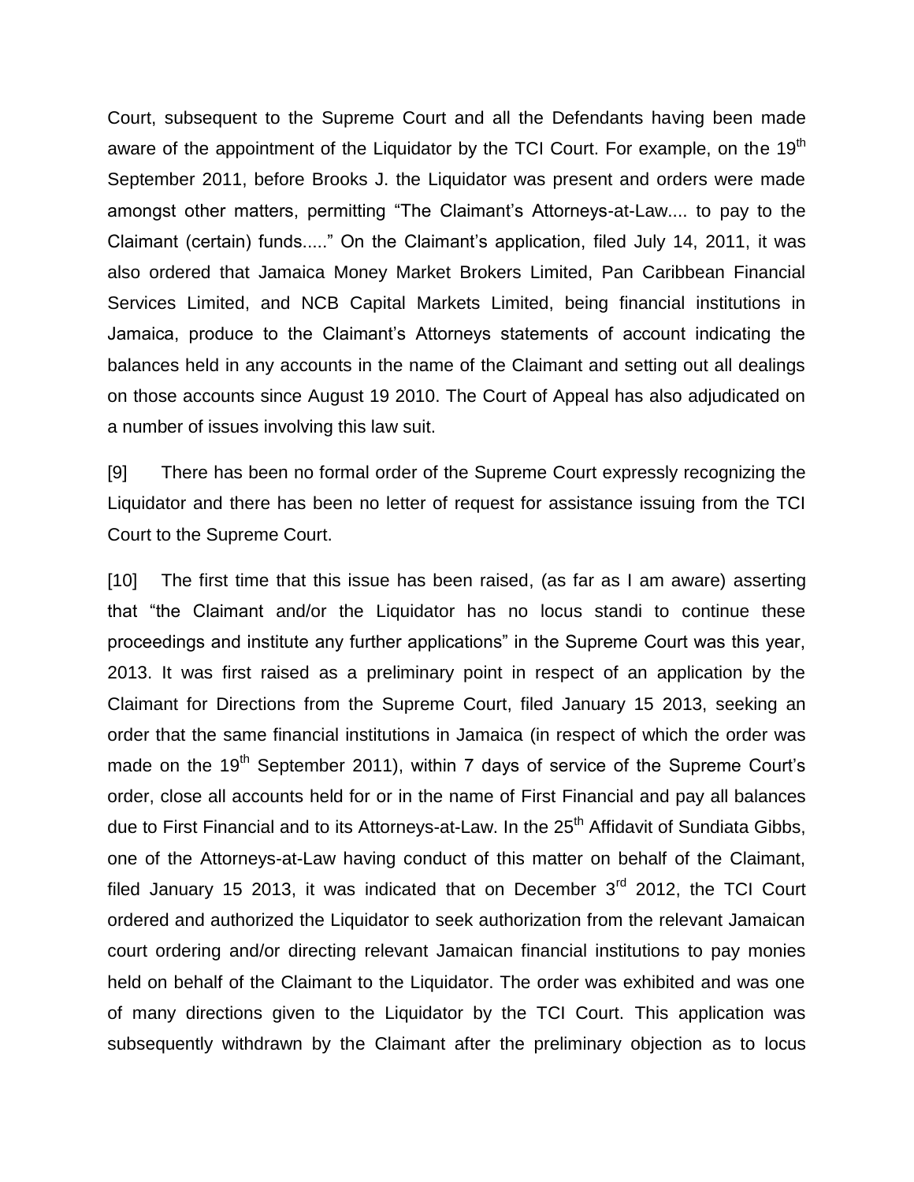Court, subsequent to the Supreme Court and all the Defendants having been made aware of the appointment of the Liquidator by the TCI Court. For example, on the 19th September 2011, before Brooks J. the Liquidator was present and orders were made amongst other matters, permitting "The Claimant's Attorneys-at-Law.... to pay to the Claimant (certain) funds....." On the Claimant's application, filed July 14, 2011, it was also ordered that Jamaica Money Market Brokers Limited, Pan Caribbean Financial Services Limited, and NCB Capital Markets Limited, being financial institutions in Jamaica, produce to the Claimant's Attorneys statements of account indicating the balances held in any accounts in the name of the Claimant and setting out all dealings on those accounts since August 19 2010. The Court of Appeal has also adjudicated on a number of issues involving this law suit.

[9] There has been no formal order of the Supreme Court expressly recognizing the Liquidator and there has been no letter of request for assistance issuing from the TCI Court to the Supreme Court.

[10] The first time that this issue has been raised, (as far as I am aware) asserting that "the Claimant and/or the Liquidator has no locus standi to continue these proceedings and institute any further applications" in the Supreme Court was this year, 2013. It was first raised as a preliminary point in respect of an application by the Claimant for Directions from the Supreme Court, filed January 15 2013, seeking an order that the same financial institutions in Jamaica (in respect of which the order was made on the 19th September 2011), within 7 days of service of the Supreme Court's order, close all accounts held for or in the name of First Financial and pay all balances due to First Financial and to its Attorneys-at-Law. In the 25th Affidavit of Sundiata Gibbs, one of the Attorneys-at-Law having conduct of this matter on behalf of the Claimant, filed January 15 2013, it was indicated that on December 3rd 2012, the TCI Court ordered and authorized the Liquidator to seek authorization from the relevant Jamaican court ordering and/or directing relevant Jamaican financial institutions to pay monies held on behalf of the Claimant to the Liquidator. The order was exhibited and was one of many directions given to the Liquidator by the TCI Court. This application was subsequently withdrawn by the Claimant after the preliminary objection as to locus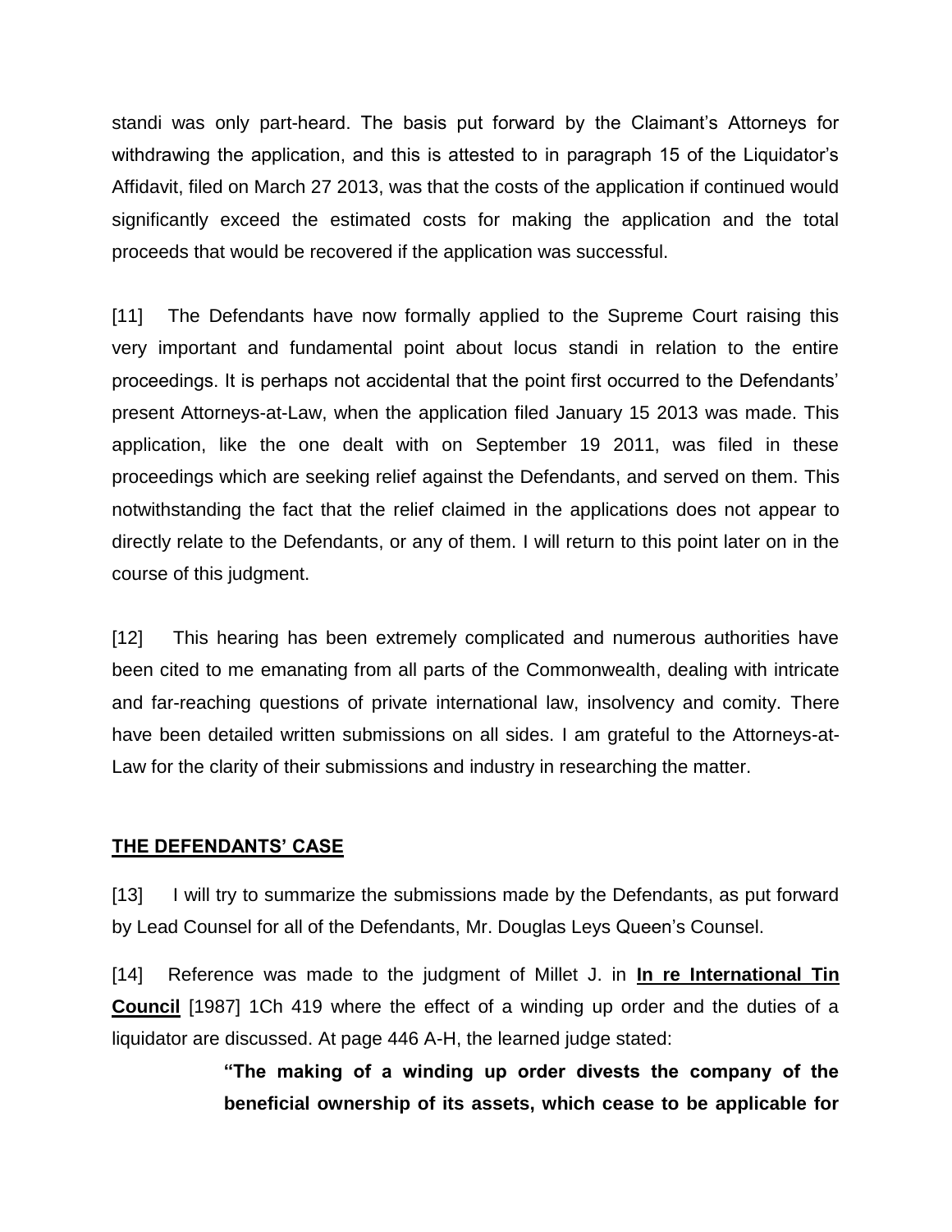standi was only part-heard. The basis put forward by the Claimant's Attorneys for withdrawing the application, and this is attested to in paragraph 15 of the Liquidator's Affidavit, filed on March 27 2013, was that the costs of the application if continued would significantly exceed the estimated costs for making the application and the total proceeds that would be recovered if the application was successful.

[11] The Defendants have now formally applied to the Supreme Court raising this very important and fundamental point about locus standi in relation to the entire proceedings. It is perhaps not accidental that the point first occurred to the Defendants' present Attorneys-at-Law, when the application filed January 15 2013 was made. This application, like the one dealt with on September 19 2011, was filed in these proceedings which are seeking relief against the Defendants, and served on them. This notwithstanding the fact that the relief claimed in the applications does not appear to directly relate to the Defendants, or any of them. I will return to this point later on in the course of this judgment.

[12] This hearing has been extremely complicated and numerous authorities have been cited to me emanating from all parts of the Commonwealth, dealing with intricate and far-reaching questions of private international law, insolvency and comity. There have been detailed written submissions on all sides. I am grateful to the Attorneys-at-Law for the clarity of their submissions and industry in researching the matter.

## THE DEFENDANTS' CASE

[13] I will try to summarize the submissions made by the Defendants, as put forward by Lead Counsel for all of the Defendants, Mr. Douglas Leys Queen's Counsel.

[14] Reference was made to the judgment of Millet J. in **In re International Tin Council** [1987] 1Ch 419 where the effect of a winding up order and the duties of a liquidator are discussed. At page 446 A-H, the learned judge stated:

> **"The making of a winding up order divests the company of the beneficial ownership of its assets, which cease to be applicable for**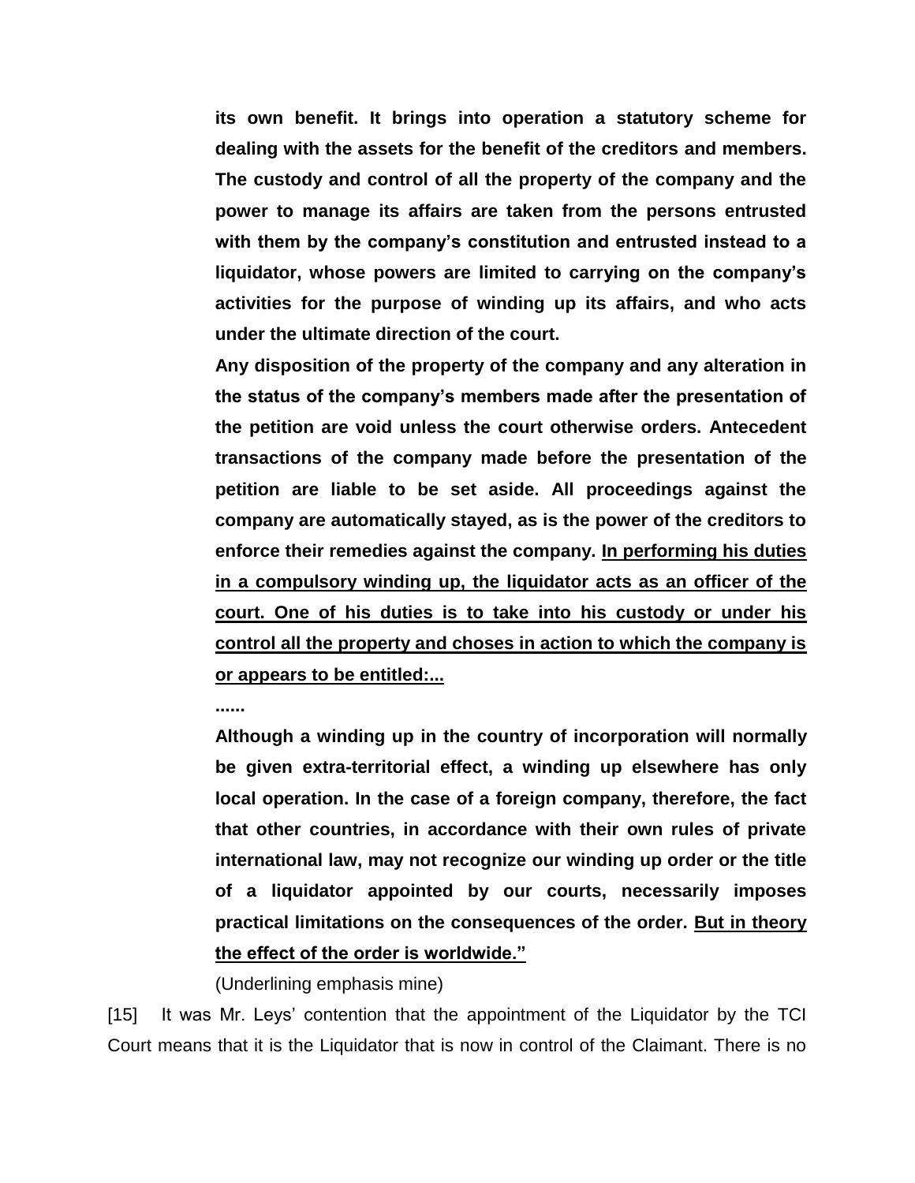> **its own benefit. It brings into operation a statutory scheme for dealing with the assets for the benefit of the creditors and members. The custody and control of all the property of the company and the power to manage its affairs are taken from the persons entrusted with them by the company's constitution and entrusted instead to a liquidator, whose powers are limited to carrying on the company's activities for the purpose of winding up its affairs, and who acts under the ultimate direction of the court.**
>
> **Any disposition of the property of the company and any alteration in the status of the company's members made after the presentation of the petition are void unless the court otherwise orders. Antecedent transactions of the company made before the presentation of the petition are liable to be set aside. All proceedings against the company are automatically stayed, as is the power of the creditors to enforce their remedies against the company. <u>In performing his duties in a compulsory winding up, the liquidator acts as an officer of the court. One of his duties is to take into his custody or under his control all the property and choses in action to which the company is or appears to be entitled:...</u>**
>
> **......**
>
> **Although a winding up in the country of incorporation will normally be given extra-territorial effect, a winding up elsewhere has only local operation. In the case of a foreign company, therefore, the fact that other countries, in accordance with their own rules of private international law, may not recognize our winding up order or the title of a liquidator appointed by our courts, necessarily imposes practical limitations on the consequences of the order. <u>But in theory the effect of the order is worldwide."</u>**
>
> (Underlining emphasis mine)

[15] It was Mr. Leys' contention that the appointment of the Liquidator by the TCI Court means that it is the Liquidator that is now in control of the Claimant. There is no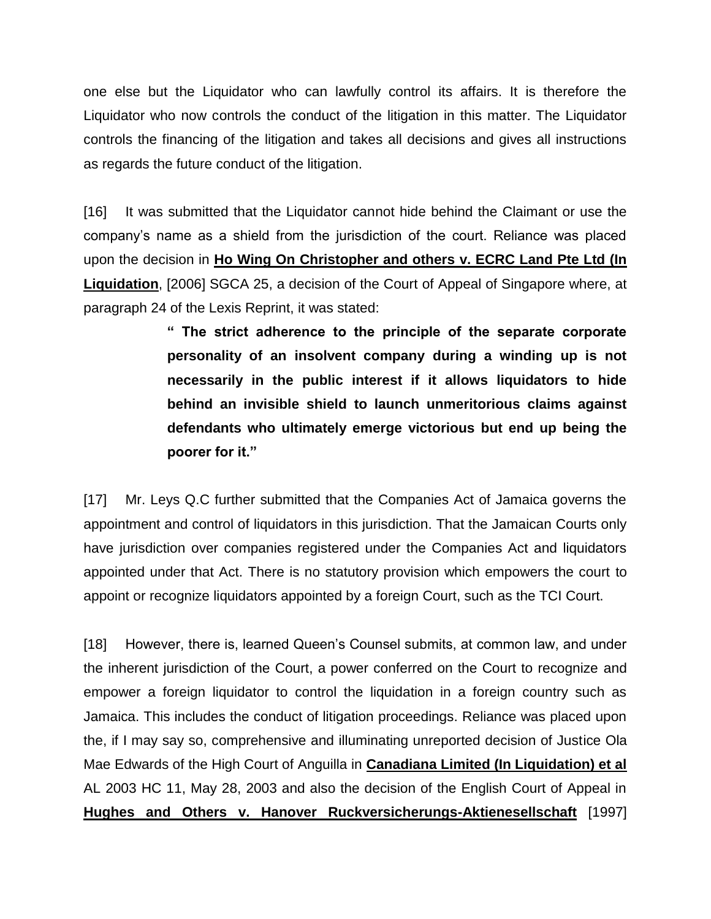one else but the Liquidator who can lawfully control its affairs. It is therefore the Liquidator who now controls the conduct of the litigation in this matter. The Liquidator controls the financing of the litigation and takes all decisions and gives all instructions as regards the future conduct of the litigation.

[16] It was submitted that the Liquidator cannot hide behind the Claimant or use the company's name as a shield from the jurisdiction of the court. Reliance was placed upon the decision in **Ho Wing On Christopher and others v. ECRC Land Pte Ltd (In Liquidation)**, [2006] SGCA 25, a decision of the Court of Appeal of Singapore where, at paragraph 24 of the Lexis Reprint, it was stated:

> **" The strict adherence to the principle of the separate corporate personality of an insolvent company during a winding up is not necessarily in the public interest if it allows liquidators to hide behind an invisible shield to launch unmeritorious claims against defendants who ultimately emerge victorious but end up being the poorer for it."**

[17] Mr. Leys Q.C further submitted that the Companies Act of Jamaica governs the appointment and control of liquidators in this jurisdiction. That the Jamaican Courts only have jurisdiction over companies registered under the Companies Act and liquidators appointed under that Act. There is no statutory provision which empowers the court to appoint or recognize liquidators appointed by a foreign Court, such as the TCI Court.

[18] However, there is, learned Queen's Counsel submits, at common law, and under the inherent jurisdiction of the Court, a power conferred on the Court to recognize and empower a foreign liquidator to control the liquidation in a foreign country such as Jamaica. This includes the conduct of litigation proceedings. Reliance was placed upon the, if I may say so, comprehensive and illuminating unreported decision of Justice Ola Mae Edwards of the High Court of Anguilla in **Canadiana Limited (In Liquidation) et al** AL 2003 HC 11, May 28, 2003 and also the decision of the English Court of Appeal in **Hughes and Others v. Hanover Ruckversicherungs-Aktienesellschaft** [1997]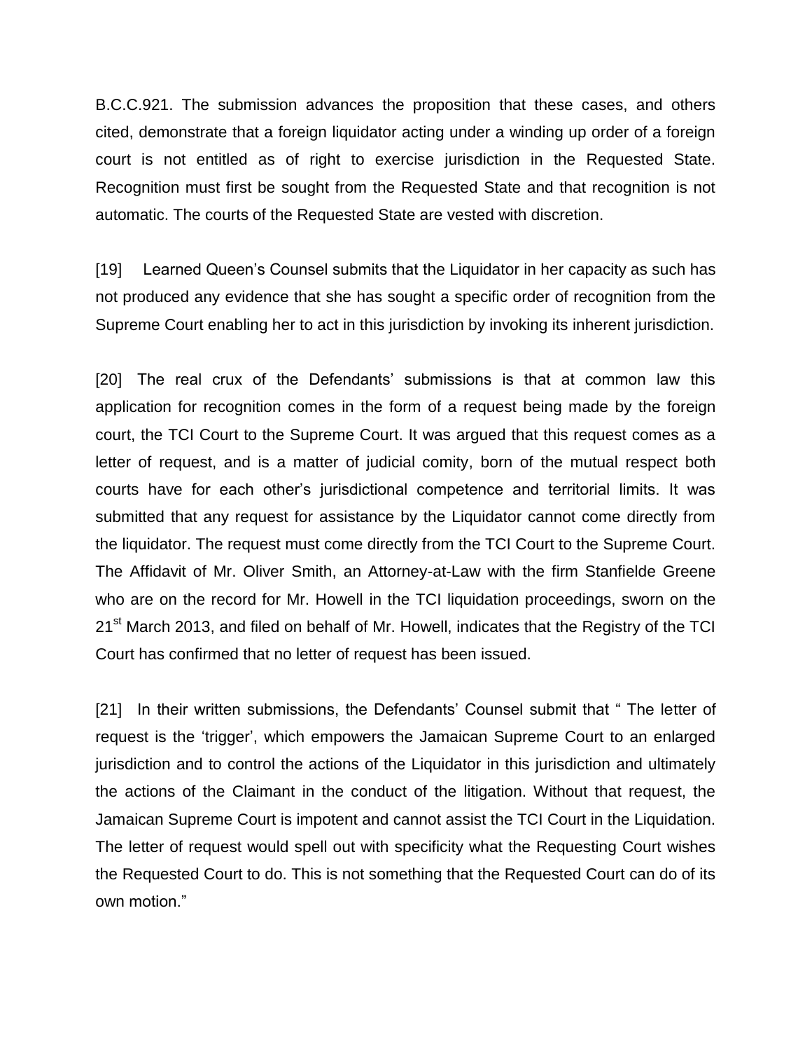B.C.C.921. The submission advances the proposition that these cases, and others cited, demonstrate that a foreign liquidator acting under a winding up order of a foreign court is not entitled as of right to exercise jurisdiction in the Requested State. Recognition must first be sought from the Requested State and that recognition is not automatic. The courts of the Requested State are vested with discretion.

[19] Learned Queen's Counsel submits that the Liquidator in her capacity as such has not produced any evidence that she has sought a specific order of recognition from the Supreme Court enabling her to act in this jurisdiction by invoking its inherent jurisdiction.

[20] The real crux of the Defendants' submissions is that at common law this application for recognition comes in the form of a request being made by the foreign court, the TCI Court to the Supreme Court. It was argued that this request comes as a letter of request, and is a matter of judicial comity, born of the mutual respect both courts have for each other's jurisdictional competence and territorial limits. It was submitted that any request for assistance by the Liquidator cannot come directly from the liquidator. The request must come directly from the TCI Court to the Supreme Court. The Affidavit of Mr. Oliver Smith, an Attorney-at-Law with the firm Stanfielde Greene who are on the record for Mr. Howell in the TCI liquidation proceedings, sworn on the 21st March 2013, and filed on behalf of Mr. Howell, indicates that the Registry of the TCI Court has confirmed that no letter of request has been issued.

[21] In their written submissions, the Defendants' Counsel submit that " The letter of request is the 'trigger', which empowers the Jamaican Supreme Court to an enlarged jurisdiction and to control the actions of the Liquidator in this jurisdiction and ultimately the actions of the Claimant in the conduct of the litigation. Without that request, the Jamaican Supreme Court is impotent and cannot assist the TCI Court in the Liquidation. The letter of request would spell out with specificity what the Requesting Court wishes the Requested Court to do. This is not something that the Requested Court can do of its own motion."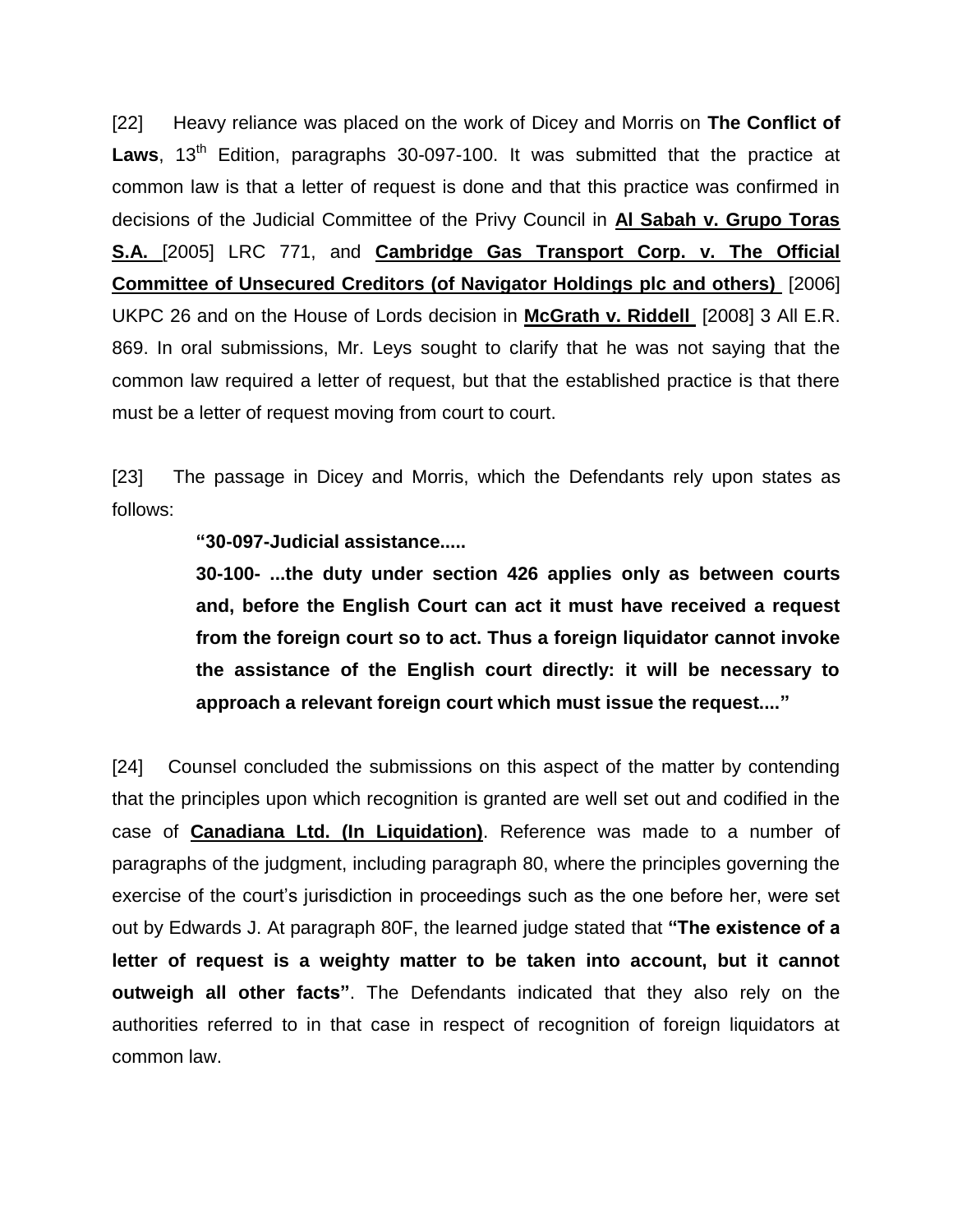[22] Heavy reliance was placed on the work of Dicey and Morris on **The Conflict of Laws**, 13th Edition, paragraphs 30-097-100. It was submitted that the practice at common law is that a letter of request is done and that this practice was confirmed in decisions of the Judicial Committee of the Privy Council in **Al Sabah v. Grupo Toras S.A.** [2005] LRC 771, and **Cambridge Gas Transport Corp. v. The Official Committee of Unsecured Creditors (of Navigator Holdings plc and others)** [2006] UKPC 26 and on the House of Lords decision in **McGrath v. Riddell** [2008] 3 All E.R. 869. In oral submissions, Mr. Leys sought to clarify that he was not saying that the common law required a letter of request, but that the established practice is that there must be a letter of request moving from court to court.

[23] The passage in Dicey and Morris, which the Defendants rely upon states as follows:

> **"30-097-Judicial assistance.....**
>
> **30-100- ...the duty under section 426 applies only as between courts and, before the English Court can act it must have received a request from the foreign court so to act. Thus a foreign liquidator cannot invoke the assistance of the English court directly: it will be necessary to approach a relevant foreign court which must issue the request...."**

[24] Counsel concluded the submissions on this aspect of the matter by contending that the principles upon which recognition is granted are well set out and codified in the case of **Canadiana Ltd. (In Liquidation)**. Reference was made to a number of paragraphs of the judgment, including paragraph 80, where the principles governing the exercise of the court's jurisdiction in proceedings such as the one before her, were set out by Edwards J. At paragraph 80F, the learned judge stated that **"The existence of a letter of request is a weighty matter to be taken into account, but it cannot outweigh all other facts"**. The Defendants indicated that they also rely on the authorities referred to in that case in respect of recognition of foreign liquidators at common law.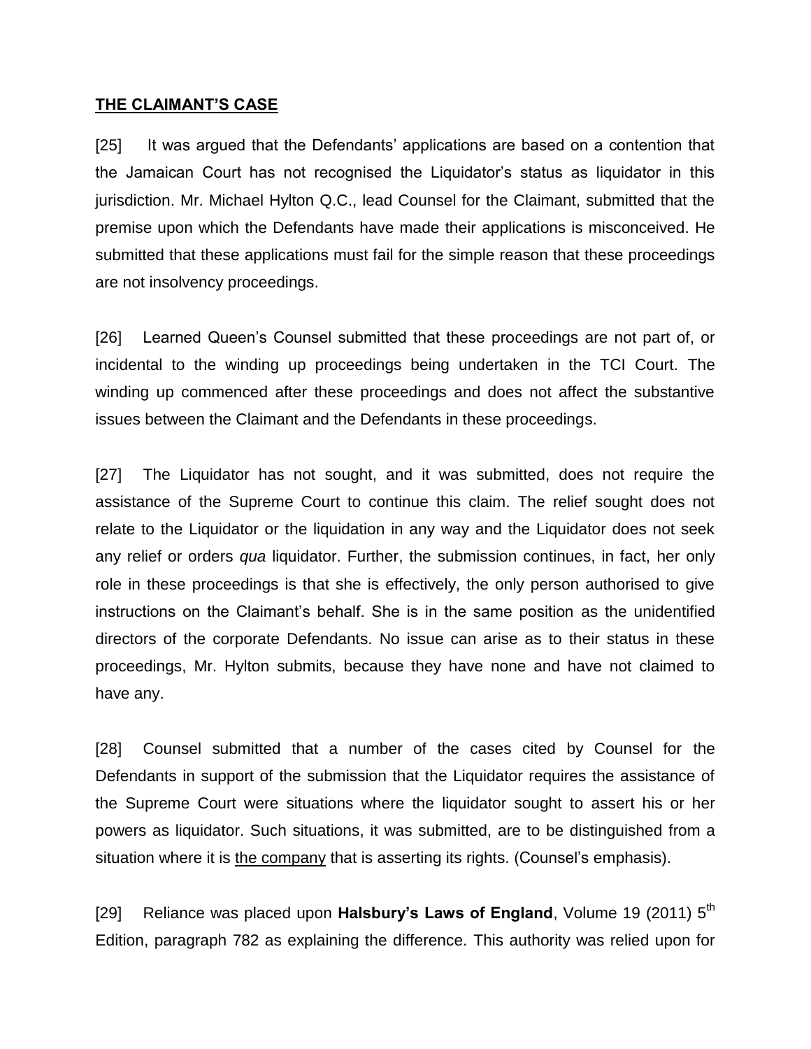## <u>THE CLAIMANT'S CASE</u>

[25] It was argued that the Defendants' applications are based on a contention that the Jamaican Court has not recognised the Liquidator's status as liquidator in this jurisdiction. Mr. Michael Hylton Q.C., lead Counsel for the Claimant, submitted that the premise upon which the Defendants have made their applications is misconceived. He submitted that these applications must fail for the simple reason that these proceedings are not insolvency proceedings.

[26] Learned Queen's Counsel submitted that these proceedings are not part of, or incidental to the winding up proceedings being undertaken in the TCI Court. The winding up commenced after these proceedings and does not affect the substantive issues between the Claimant and the Defendants in these proceedings.

[27] The Liquidator has not sought, and it was submitted, does not require the assistance of the Supreme Court to continue this claim. The relief sought does not relate to the Liquidator or the liquidation in any way and the Liquidator does not seek any relief or orders *qua* liquidator. Further, the submission continues, in fact, her only role in these proceedings is that she is effectively, the only person authorised to give instructions on the Claimant's behalf. She is in the same position as the unidentified directors of the corporate Defendants. No issue can arise as to their status in these proceedings, Mr. Hylton submits, because they have none and have not claimed to have any.

[28] Counsel submitted that a number of the cases cited by Counsel for the Defendants in support of the submission that the Liquidator requires the assistance of the Supreme Court were situations where the liquidator sought to assert his or her powers as liquidator. Such situations, it was submitted, are to be distinguished from a situation where it is <u>the company</u> that is asserting its rights. (Counsel's emphasis).

[29] Reliance was placed upon **Halsbury's Laws of England**, Volume 19 (2011) 5th Edition, paragraph 782 as explaining the difference. This authority was relied upon for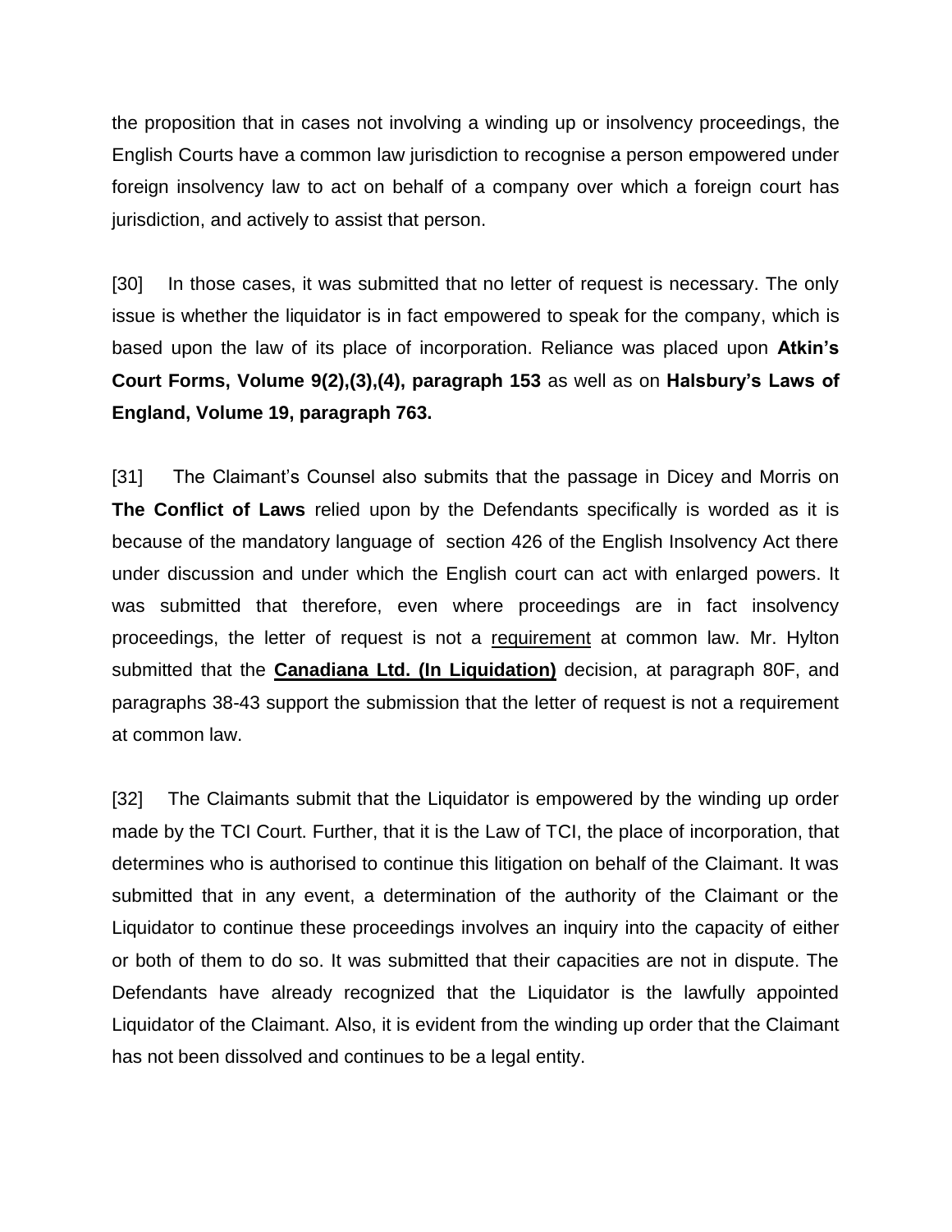the proposition that in cases not involving a winding up or insolvency proceedings, the English Courts have a common law jurisdiction to recognise a person empowered under foreign insolvency law to act on behalf of a company over which a foreign court has jurisdiction, and actively to assist that person.

[30] In those cases, it was submitted that no letter of request is necessary. The only issue is whether the liquidator is in fact empowered to speak for the company, which is based upon the law of its place of incorporation. Reliance was placed upon **Atkin's Court Forms, Volume 9(2),(3),(4), paragraph 153** as well as on **Halsbury's Laws of England, Volume 19, paragraph 763.**

[31] The Claimant's Counsel also submits that the passage in Dicey and Morris on **The Conflict of Laws** relied upon by the Defendants specifically is worded as it is because of the mandatory language of section 426 of the English Insolvency Act there under discussion and under which the English court can act with enlarged powers. It was submitted that therefore, even where proceedings are in fact insolvency proceedings, the letter of request is not a <u>requirement</u> at common law. Mr. Hylton submitted that the **<u>Canadiana Ltd. (In Liquidation)</u>** decision, at paragraph 80F, and paragraphs 38-43 support the submission that the letter of request is not a requirement at common law.

[32] The Claimants submit that the Liquidator is empowered by the winding up order made by the TCI Court. Further, that it is the Law of TCI, the place of incorporation, that determines who is authorised to continue this litigation on behalf of the Claimant. It was submitted that in any event, a determination of the authority of the Claimant or the Liquidator to continue these proceedings involves an inquiry into the capacity of either or both of them to do so. It was submitted that their capacities are not in dispute. The Defendants have already recognized that the Liquidator is the lawfully appointed Liquidator of the Claimant. Also, it is evident from the winding up order that the Claimant has not been dissolved and continues to be a legal entity.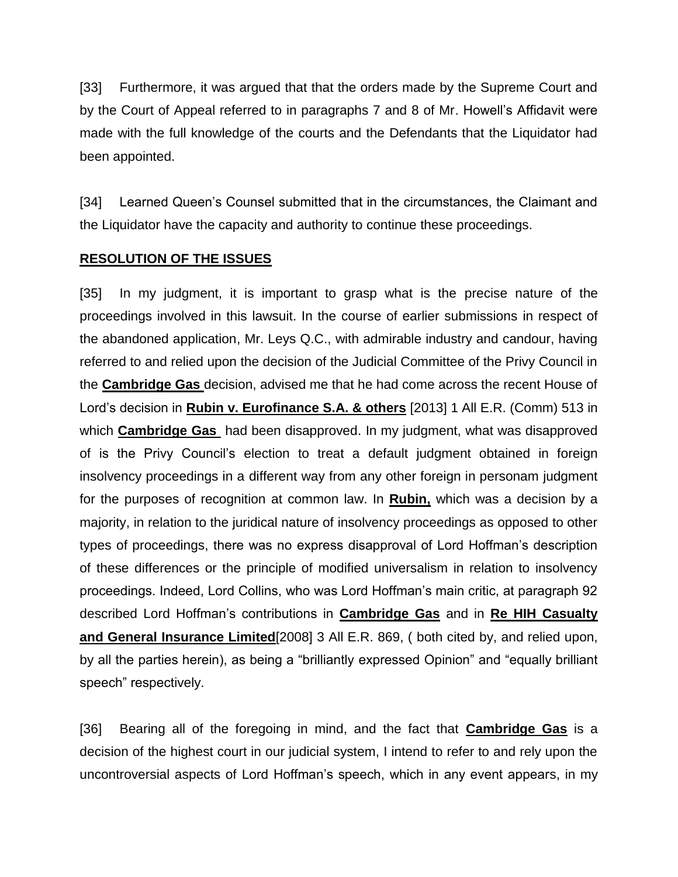[33] Furthermore, it was argued that that the orders made by the Supreme Court and by the Court of Appeal referred to in paragraphs 7 and 8 of Mr. Howell's Affidavit were made with the full knowledge of the courts and the Defendants that the Liquidator had been appointed.

[34] Learned Queen's Counsel submitted that in the circumstances, the Claimant and the Liquidator have the capacity and authority to continue these proceedings.

## RESOLUTION OF THE ISSUES

[35] In my judgment, it is important to grasp what is the precise nature of the proceedings involved in this lawsuit. In the course of earlier submissions in respect of the abandoned application, Mr. Leys Q.C., with admirable industry and candour, having referred to and relied upon the decision of the Judicial Committee of the Privy Council in the **Cambridge Gas** decision, advised me that he had come across the recent House of Lord's decision in **Rubin v. Eurofinance S.A. & others** [2013] 1 All E.R. (Comm) 513 in which **Cambridge Gas** had been disapproved. In my judgment, what was disapproved of is the Privy Council's election to treat a default judgment obtained in foreign insolvency proceedings in a different way from any other foreign in personam judgment for the purposes of recognition at common law. In **Rubin,** which was a decision by a majority, in relation to the juridical nature of insolvency proceedings as opposed to other types of proceedings, there was no express disapproval of Lord Hoffman's description of these differences or the principle of modified universalism in relation to insolvency proceedings. Indeed, Lord Collins, who was Lord Hoffman's main critic, at paragraph 92 described Lord Hoffman's contributions in **Cambridge Gas** and in **Re HIH Casualty and General Insurance Limited**[2008] 3 All E.R. 869, ( both cited by, and relied upon, by all the parties herein), as being a "brilliantly expressed Opinion" and "equally brilliant speech" respectively.

[36] Bearing all of the foregoing in mind, and the fact that **Cambridge Gas** is a decision of the highest court in our judicial system, I intend to refer to and rely upon the uncontroversial aspects of Lord Hoffman's speech, which in any event appears, in my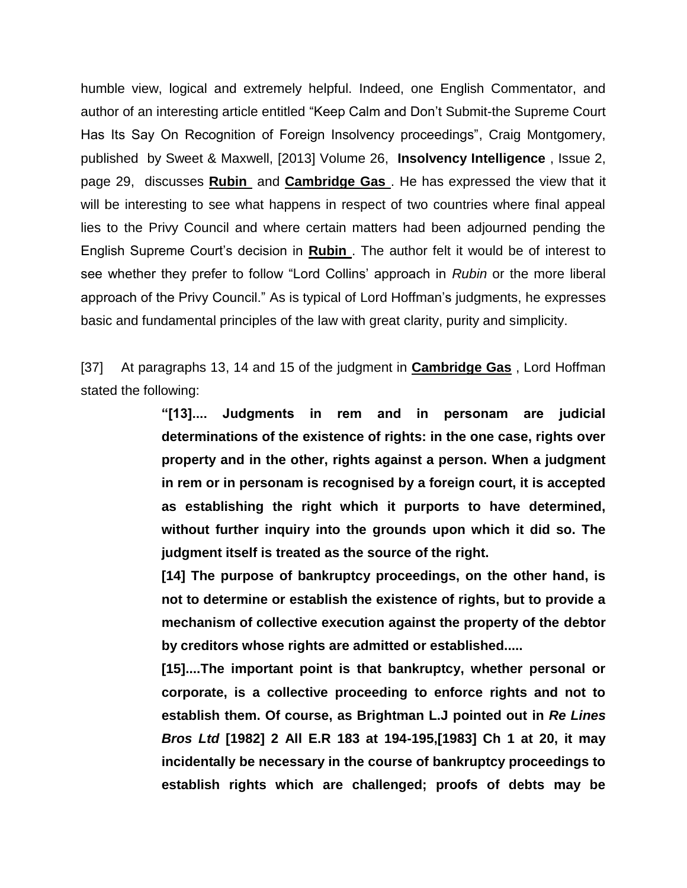humble view, logical and extremely helpful. Indeed, one English Commentator, and author of an interesting article entitled "Keep Calm and Don't Submit-the Supreme Court Has Its Say On Recognition of Foreign Insolvency proceedings", Craig Montgomery, published by Sweet & Maxwell, [2013] Volume 26, **Insolvency Intelligence** , Issue 2, page 29, discusses **Rubin** and **Cambridge Gas** . He has expressed the view that it will be interesting to see what happens in respect of two countries where final appeal lies to the Privy Council and where certain matters had been adjourned pending the English Supreme Court's decision in **Rubin** . The author felt it would be of interest to see whether they prefer to follow "Lord Collins' approach in *Rubin* or the more liberal approach of the Privy Council." As is typical of Lord Hoffman's judgments, he expresses basic and fundamental principles of the law with great clarity, purity and simplicity.

[37] At paragraphs 13, 14 and 15 of the judgment in **Cambridge Gas** , Lord Hoffman stated the following:

> **"[13].... Judgments in rem and in personam are judicial determinations of the existence of rights: in the one case, rights over property and in the other, rights against a person. When a judgment in rem or in personam is recognised by a foreign court, it is accepted as establishing the right which it purports to have determined, without further inquiry into the grounds upon which it did so. The judgment itself is treated as the source of the right.**
>
> **[14] The purpose of bankruptcy proceedings, on the other hand, is not to determine or establish the existence of rights, but to provide a mechanism of collective execution against the property of the debtor by creditors whose rights are admitted or established.....**
>
> **[15]....The important point is that bankruptcy, whether personal or corporate, is a collective proceeding to enforce rights and not to establish them. Of course, as Brightman L.J pointed out in *Re Lines Bros Ltd* [1982] 2 All E.R 183 at 194-195,[1983] Ch 1 at 20, it may incidentally be necessary in the course of bankruptcy proceedings to establish rights which are challenged; proofs of debts may be**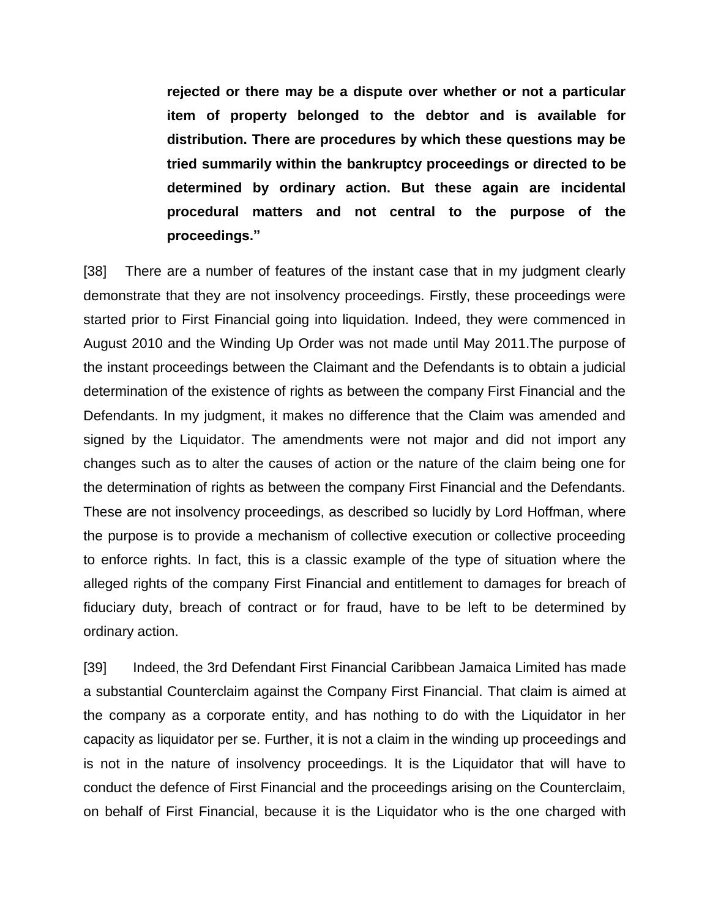> **rejected or there may be a dispute over whether or not a particular item of property belonged to the debtor and is available for distribution. There are procedures by which these questions may be tried summarily within the bankruptcy proceedings or directed to be determined by ordinary action. But these again are incidental procedural matters and not central to the purpose of the proceedings."**

[38] There are a number of features of the instant case that in my judgment clearly demonstrate that they are not insolvency proceedings. Firstly, these proceedings were started prior to First Financial going into liquidation. Indeed, they were commenced in August 2010 and the Winding Up Order was not made until May 2011.The purpose of the instant proceedings between the Claimant and the Defendants is to obtain a judicial determination of the existence of rights as between the company First Financial and the Defendants. In my judgment, it makes no difference that the Claim was amended and signed by the Liquidator. The amendments were not major and did not import any changes such as to alter the causes of action or the nature of the claim being one for the determination of rights as between the company First Financial and the Defendants. These are not insolvency proceedings, as described so lucidly by Lord Hoffman, where the purpose is to provide a mechanism of collective execution or collective proceeding to enforce rights. In fact, this is a classic example of the type of situation where the alleged rights of the company First Financial and entitlement to damages for breach of fiduciary duty, breach of contract or for fraud, have to be left to be determined by ordinary action.

[39] Indeed, the 3rd Defendant First Financial Caribbean Jamaica Limited has made a substantial Counterclaim against the Company First Financial. That claim is aimed at the company as a corporate entity, and has nothing to do with the Liquidator in her capacity as liquidator per se. Further, it is not a claim in the winding up proceedings and is not in the nature of insolvency proceedings. It is the Liquidator that will have to conduct the defence of First Financial and the proceedings arising on the Counterclaim, on behalf of First Financial, because it is the Liquidator who is the one charged with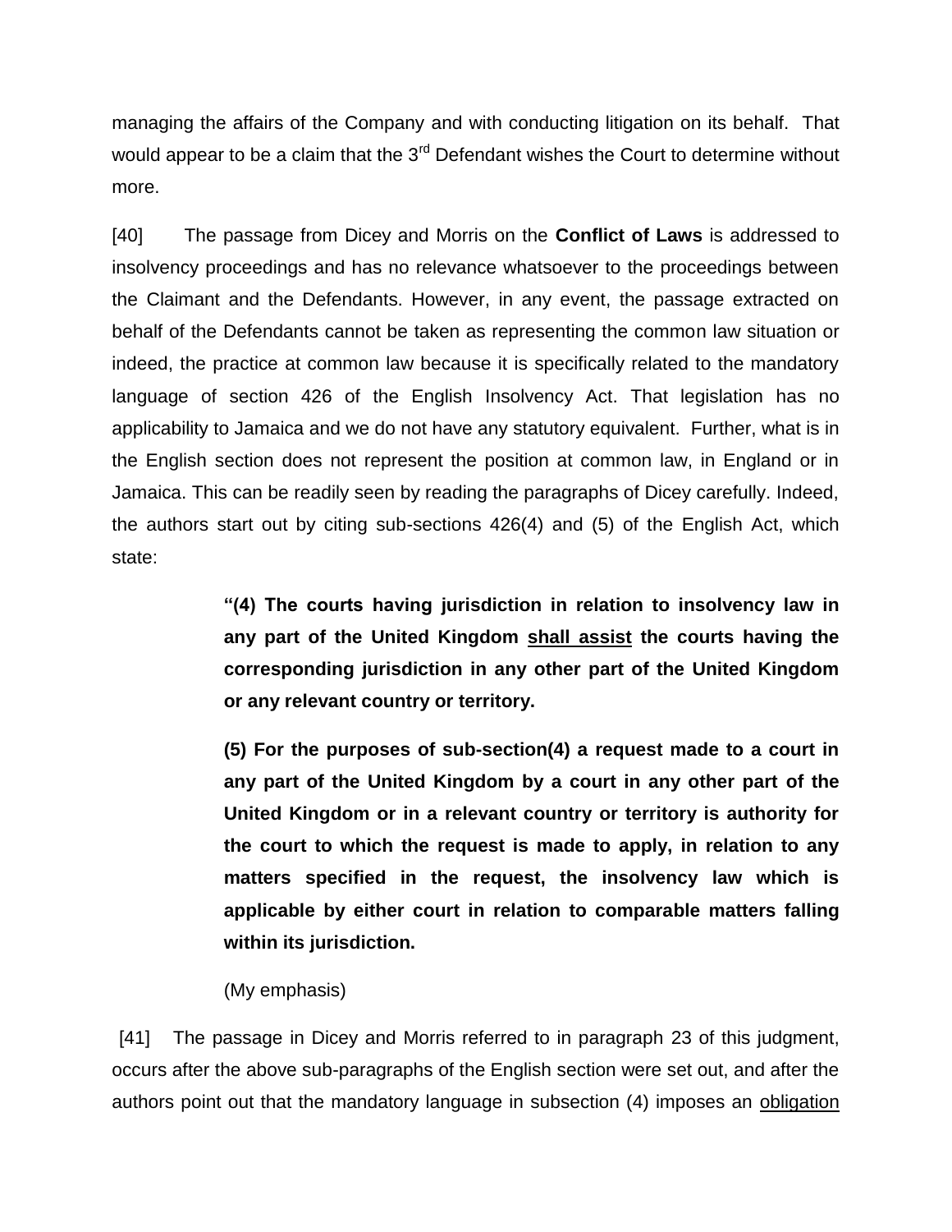managing the affairs of the Company and with conducting litigation on its behalf. That would appear to be a claim that the 3rd Defendant wishes the Court to determine without more.

[40] The passage from Dicey and Morris on the **Conflict of Laws** is addressed to insolvency proceedings and has no relevance whatsoever to the proceedings between the Claimant and the Defendants. However, in any event, the passage extracted on behalf of the Defendants cannot be taken as representing the common law situation or indeed, the practice at common law because it is specifically related to the mandatory language of section 426 of the English Insolvency Act. That legislation has no applicability to Jamaica and we do not have any statutory equivalent. Further, what is in the English section does not represent the position at common law, in England or in Jamaica. This can be readily seen by reading the paragraphs of Dicey carefully. Indeed, the authors start out by citing sub-sections 426(4) and (5) of the English Act, which state:

> **"(4) The courts having jurisdiction in relation to insolvency law in any part of the United Kingdom <u>shall assist</u> the courts having the corresponding jurisdiction in any other part of the United Kingdom or any relevant country or territory.**
>
> **(5) For the purposes of sub-section(4) a request made to a court in any part of the United Kingdom by a court in any other part of the United Kingdom or in a relevant country or territory is authority for the court to which the request is made to apply, in relation to any matters specified in the request, the insolvency law which is applicable by either court in relation to comparable matters falling within its jurisdiction.**
>
> (My emphasis)

[41] The passage in Dicey and Morris referred to in paragraph 23 of this judgment, occurs after the above sub-paragraphs of the English section were set out, and after the authors point out that the mandatory language in subsection (4) imposes an <u>obligation</u>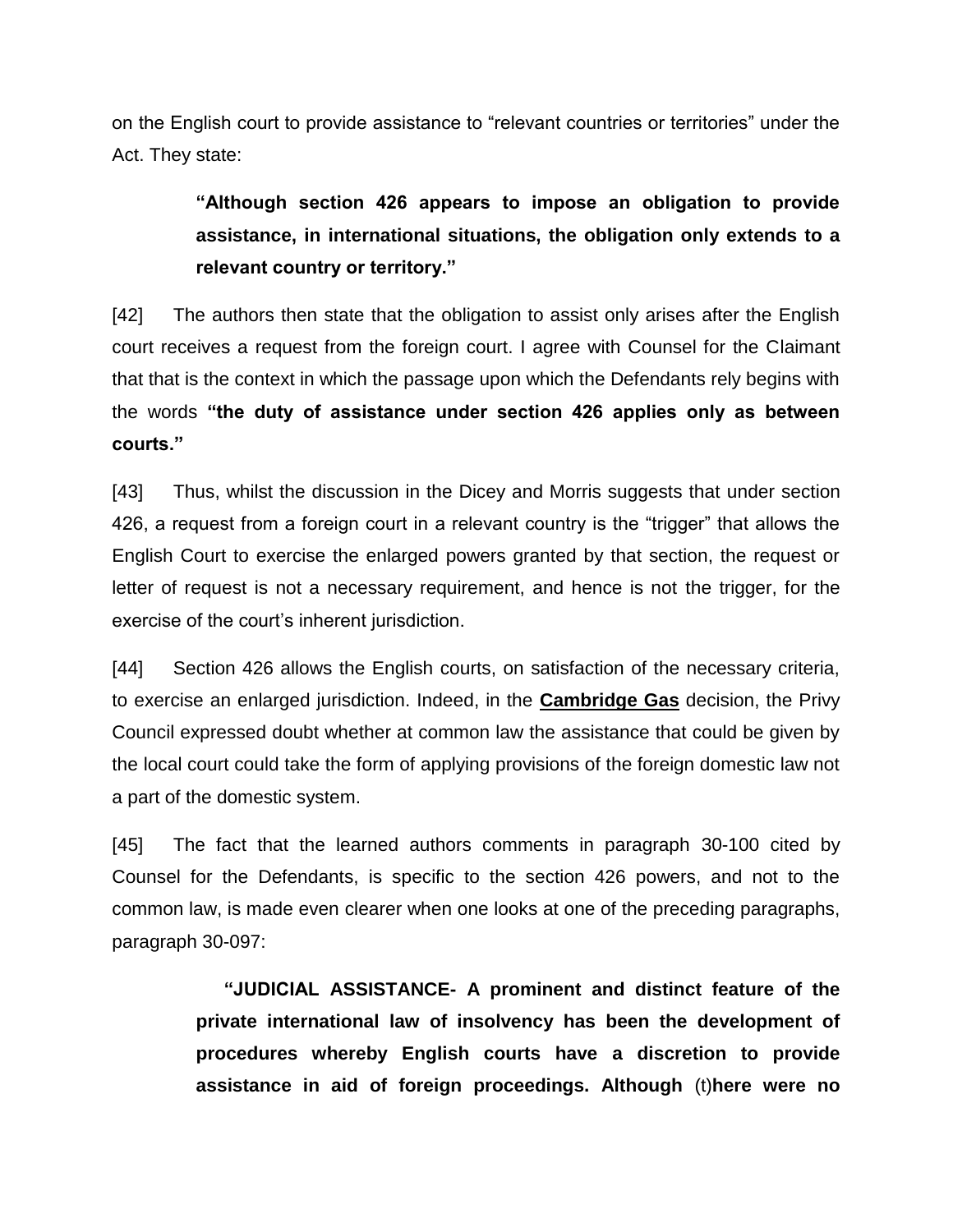on the English court to provide assistance to "relevant countries or territories" under the Act. They state:

> **"Although section 426 appears to impose an obligation to provide assistance, in international situations, the obligation only extends to a relevant country or territory."**

[42] The authors then state that the obligation to assist only arises after the English court receives a request from the foreign court. I agree with Counsel for the Claimant that that is the context in which the passage upon which the Defendants rely begins with the words **"the duty of assistance under section 426 applies only as between courts."**

[43] Thus, whilst the discussion in the Dicey and Morris suggests that under section 426, a request from a foreign court in a relevant country is the "trigger" that allows the English Court to exercise the enlarged powers granted by that section, the request or letter of request is not a necessary requirement, and hence is not the trigger, for the exercise of the court's inherent jurisdiction.

[44] Section 426 allows the English courts, on satisfaction of the necessary criteria, to exercise an enlarged jurisdiction. Indeed, in the **Cambridge Gas** decision, the Privy Council expressed doubt whether at common law the assistance that could be given by the local court could take the form of applying provisions of the foreign domestic law not a part of the domestic system.

[45] The fact that the learned authors comments in paragraph 30-100 cited by Counsel for the Defendants, is specific to the section 426 powers, and not to the common law, is made even clearer when one looks at one of the preceding paragraphs, paragraph 30-097:

> **"JUDICIAL ASSISTANCE- A prominent and distinct feature of the private international law of insolvency has been the development of procedures whereby English courts have a discretion to provide assistance in aid of foreign proceedings. Although** (t)**here were no**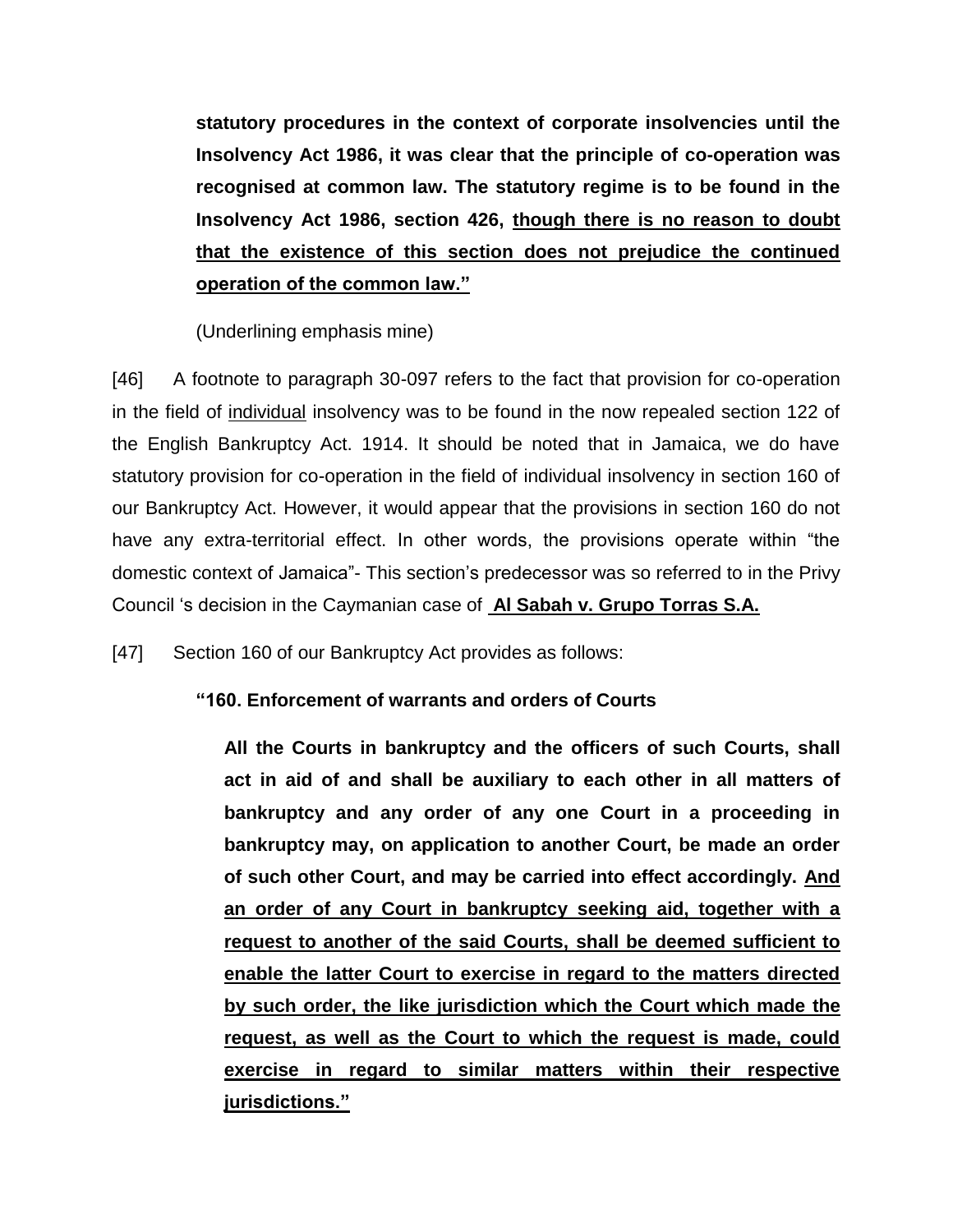> **statutory procedures in the context of corporate insolvencies until the Insolvency Act 1986, it was clear that the principle of co-operation was recognised at common law. The statutory regime is to be found in the Insolvency Act 1986, section 426, <u>though there is no reason to doubt that the existence of this section does not prejudice the continued operation of the common law.”</u>**
>
> (Underlining emphasis mine)

[46] A footnote to paragraph 30-097 refers to the fact that provision for co-operation in the field of <u>individual</u> insolvency was to be found in the now repealed section 122 of the English Bankruptcy Act. 1914. It should be noted that in Jamaica, we do have statutory provision for co-operation in the field of individual insolvency in section 160 of our Bankruptcy Act. However, it would appear that the provisions in section 160 do not have any extra-territorial effect. In other words, the provisions operate within “the domestic context of Jamaica”- This section’s predecessor was so referred to in the Privy Council ‘s decision in the Caymanian case of **<u>Al Sabah v. Grupo Torras S.A.</u>**

[47] Section 160 of our Bankruptcy Act provides as follows:

> **“160. Enforcement of warrants and orders of Courts**
>
> **All the Courts in bankruptcy and the officers of such Courts, shall act in aid of and shall be auxiliary to each other in all matters of bankruptcy and any order of any one Court in a proceeding in bankruptcy may, on application to another Court, be made an order of such other Court, and may be carried into effect accordingly. <u>And an order of any Court in bankruptcy seeking aid, together with a request to another of the said Courts, shall be deemed sufficient to enable the latter Court to exercise in regard to the matters directed by such order, the like jurisdiction which the Court which made the request, as well as the Court to which the request is made, could exercise in regard to similar matters within their respective jurisdictions.”</u>**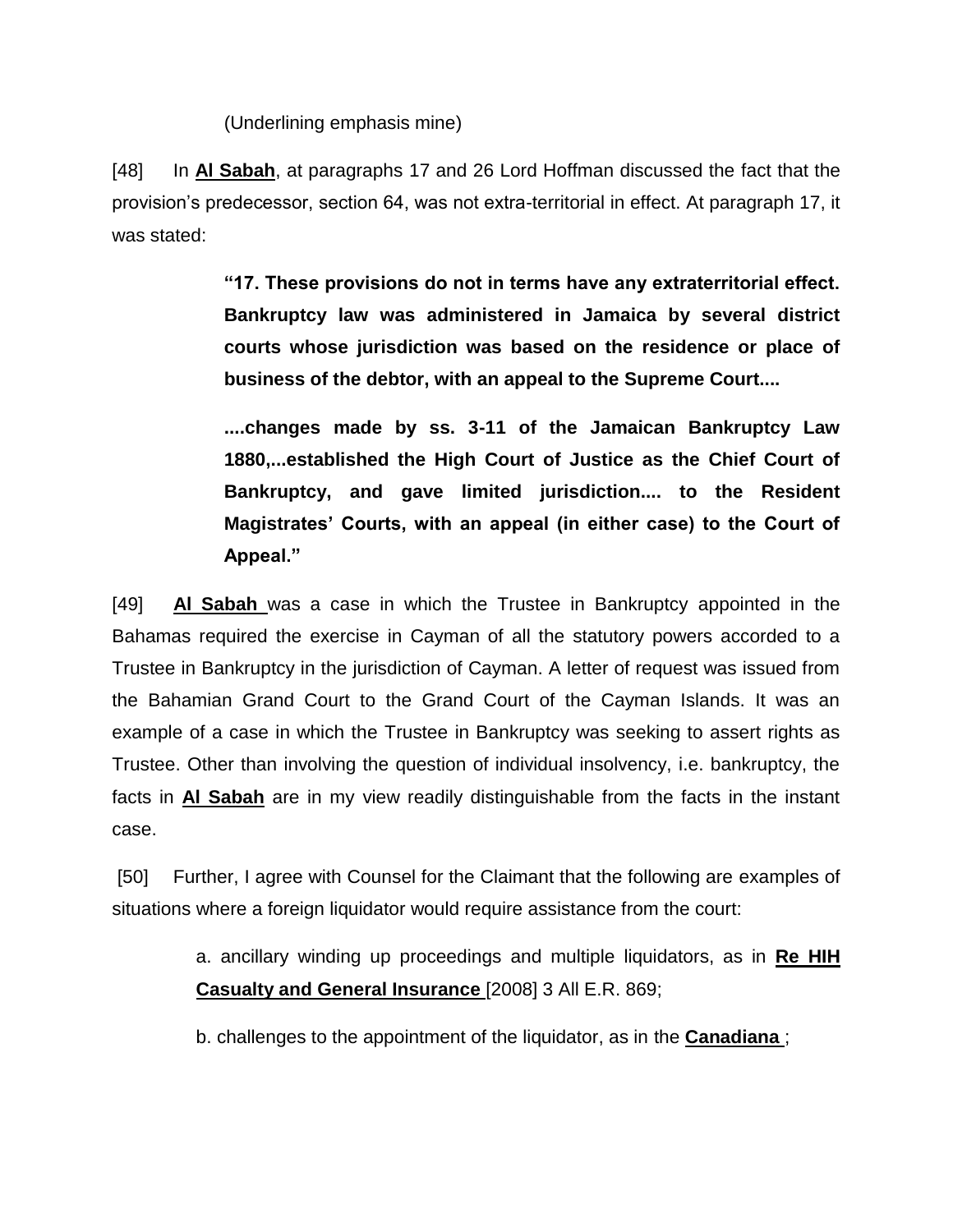(Underlining emphasis mine)

[48] In **Al Sabah**, at paragraphs 17 and 26 Lord Hoffman discussed the fact that the provision's predecessor, section 64, was not extra-territorial in effect. At paragraph 17, it was stated:

> **"17. These provisions do not in terms have any extraterritorial effect. Bankruptcy law was administered in Jamaica by several district courts whose jurisdiction was based on the residence or place of business of the debtor, with an appeal to the Supreme Court....**
>
> **....changes made by ss. 3-11 of the Jamaican Bankruptcy Law 1880,...established the High Court of Justice as the Chief Court of Bankruptcy, and gave limited jurisdiction.... to the Resident Magistrates' Courts, with an appeal (in either case) to the Court of Appeal."**

[49] **Al Sabah** was a case in which the Trustee in Bankruptcy appointed in the Bahamas required the exercise in Cayman of all the statutory powers accorded to a Trustee in Bankruptcy in the jurisdiction of Cayman. A letter of request was issued from the Bahamian Grand Court to the Grand Court of the Cayman Islands. It was an example of a case in which the Trustee in Bankruptcy was seeking to assert rights as Trustee. Other than involving the question of individual insolvency, i.e. bankruptcy, the facts in **Al Sabah** are in my view readily distinguishable from the facts in the instant case.

[50] Further, I agree with Counsel for the Claimant that the following are examples of situations where a foreign liquidator would require assistance from the court:

> a. ancillary winding up proceedings and multiple liquidators, as in **Re HIH Casualty and General Insurance** [2008] 3 All E.R. 869;
>
> b. challenges to the appointment of the liquidator, as in the **Canadiana** ;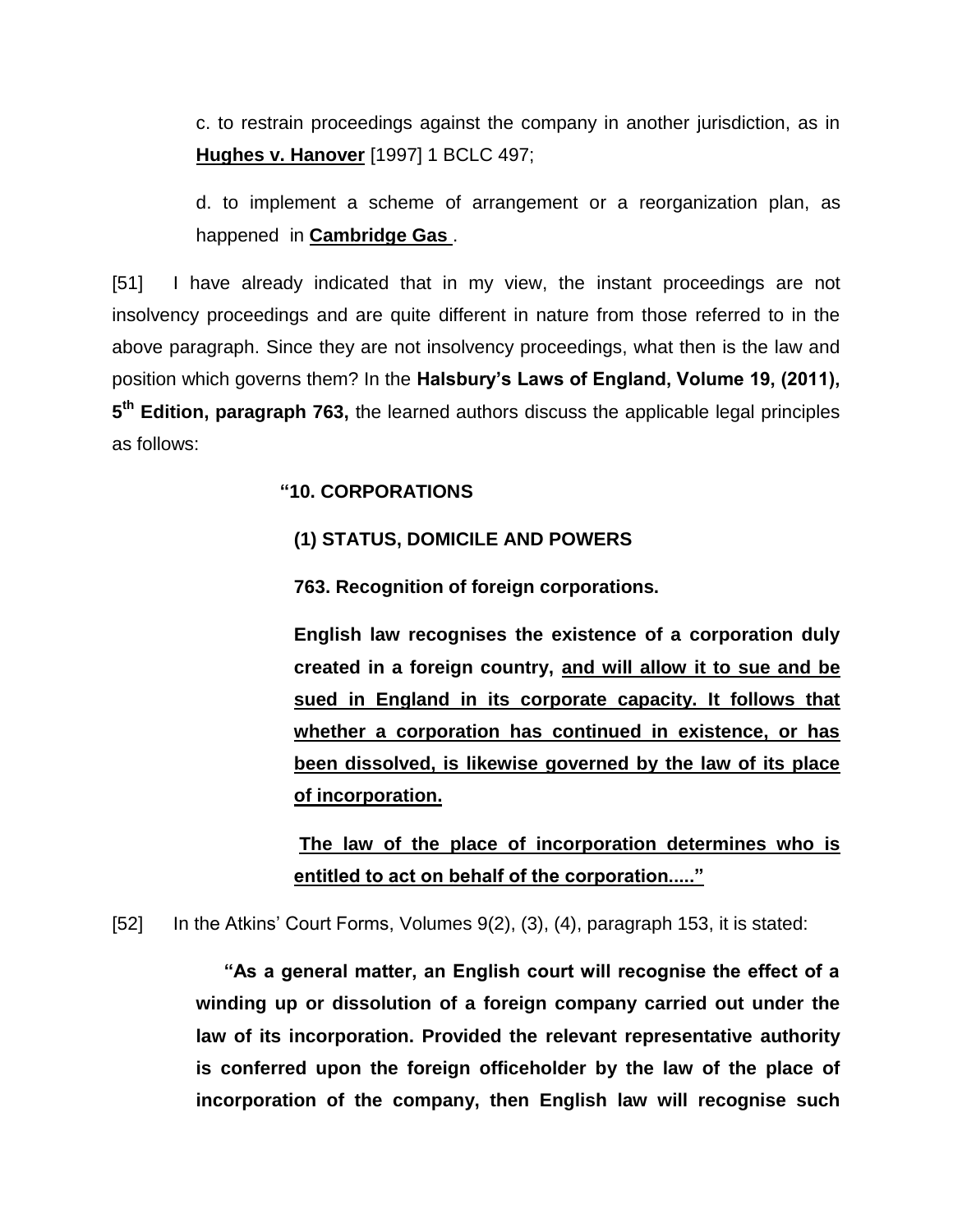c. to restrain proceedings against the company in another jurisdiction, as in **Hughes v. Hanover** [1997] 1 BCLC 497;

d. to implement a scheme of arrangement or a reorganization plan, as happened in **Cambridge Gas** .

[51] I have already indicated that in my view, the instant proceedings are not insolvency proceedings and are quite different in nature from those referred to in the above paragraph. Since they are not insolvency proceedings, what then is the law and position which governs them? In the **Halsbury's Laws of England, Volume 19, (2011), 5th Edition, paragraph 763,** the learned authors discuss the applicable legal principles as follows:

> **"10. CORPORATIONS**
>
> **(1) STATUS, DOMICILE AND POWERS**
>
> **763. Recognition of foreign corporations.**
>
> **English law recognises the existence of a corporation duly created in a foreign country, <u>and will allow it to sue and be sued in England in its corporate capacity. It follows that whether a corporation has continued in existence, or has been dissolved, is likewise governed by the law of its place of incorporation.</u>**
>
> **<u>The law of the place of incorporation determines who is entitled to act on behalf of the corporation....."</u>**

[52] In the Atkins' Court Forms, Volumes 9(2), (3), (4), paragraph 153, it is stated:

> **"As a general matter, an English court will recognise the effect of a winding up or dissolution of a foreign company carried out under the law of its incorporation. Provided the relevant representative authority is conferred upon the foreign officeholder by the law of the place of incorporation of the company, then English law will recognise such**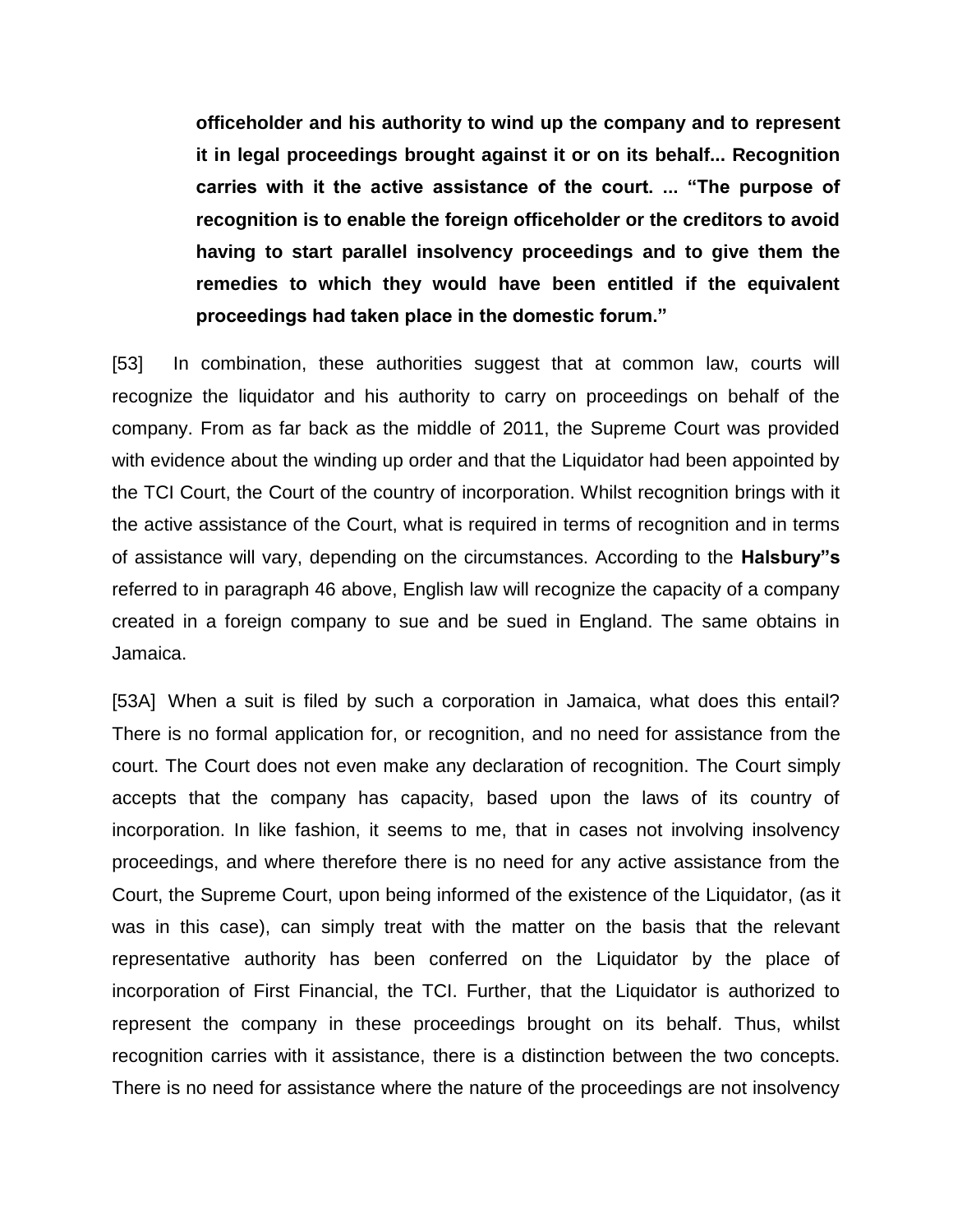**officeholder and his authority to wind up the company and to represent it in legal proceedings brought against it or on its behalf... Recognition carries with it the active assistance of the court. ... "The purpose of recognition is to enable the foreign officeholder or the creditors to avoid having to start parallel insolvency proceedings and to give them the remedies to which they would have been entitled if the equivalent proceedings had taken place in the domestic forum."**

[53] In combination, these authorities suggest that at common law, courts will recognize the liquidator and his authority to carry on proceedings on behalf of the company. From as far back as the middle of 2011, the Supreme Court was provided with evidence about the winding up order and that the Liquidator had been appointed by the TCI Court, the Court of the country of incorporation. Whilst recognition brings with it the active assistance of the Court, what is required in terms of recognition and in terms of assistance will vary, depending on the circumstances. According to the **Halsbury"s** referred to in paragraph 46 above, English law will recognize the capacity of a company created in a foreign company to sue and be sued in England. The same obtains in Jamaica.

[53A] When a suit is filed by such a corporation in Jamaica, what does this entail? There is no formal application for, or recognition, and no need for assistance from the court. The Court does not even make any declaration of recognition. The Court simply accepts that the company has capacity, based upon the laws of its country of incorporation. In like fashion, it seems to me, that in cases not involving insolvency proceedings, and where therefore there is no need for any active assistance from the Court, the Supreme Court, upon being informed of the existence of the Liquidator, (as it was in this case), can simply treat with the matter on the basis that the relevant representative authority has been conferred on the Liquidator by the place of incorporation of First Financial, the TCI. Further, that the Liquidator is authorized to represent the company in these proceedings brought on its behalf. Thus, whilst recognition carries with it assistance, there is a distinction between the two concepts. There is no need for assistance where the nature of the proceedings are not insolvency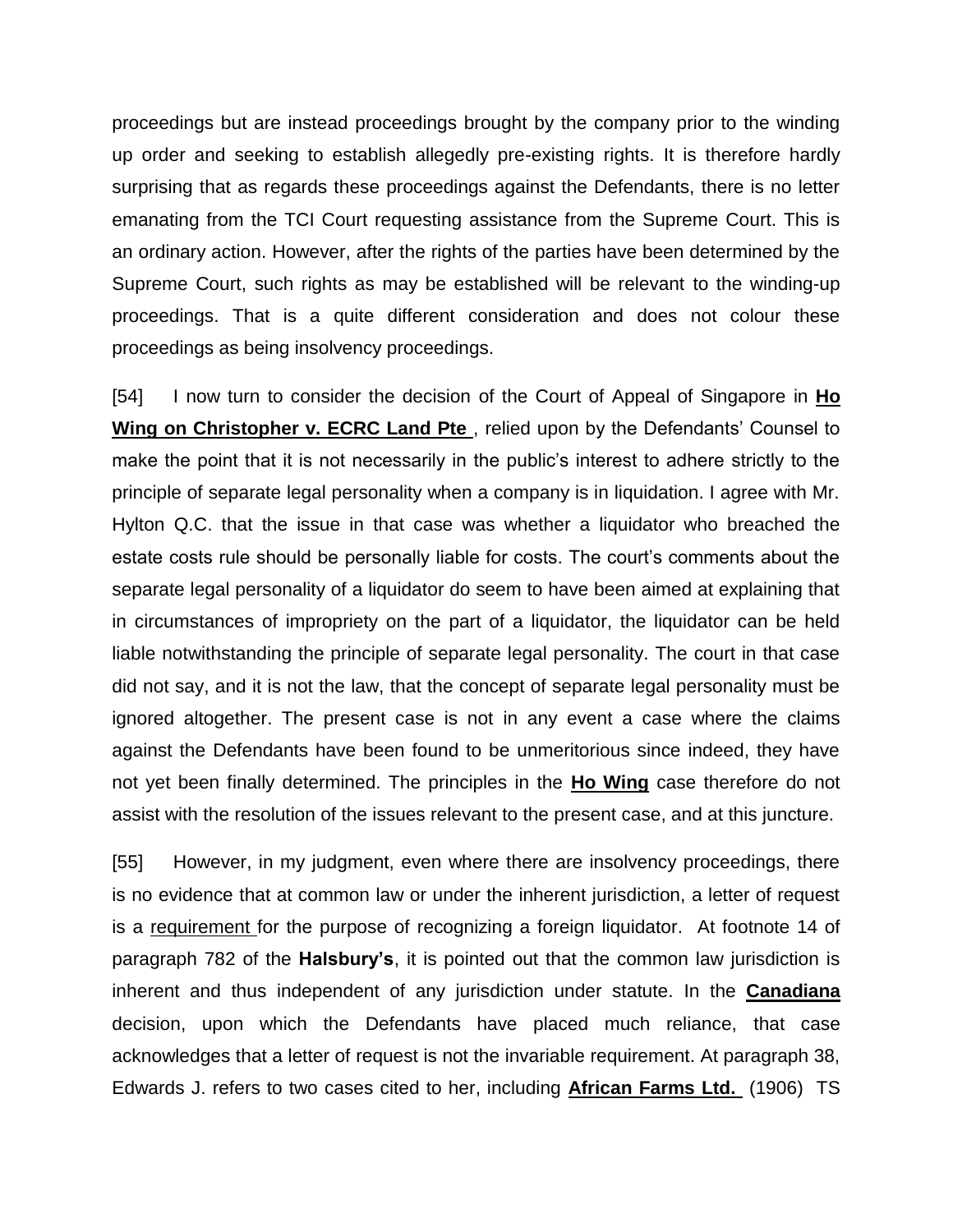proceedings but are instead proceedings brought by the company prior to the winding up order and seeking to establish allegedly pre-existing rights. It is therefore hardly surprising that as regards these proceedings against the Defendants, there is no letter emanating from the TCI Court requesting assistance from the Supreme Court. This is an ordinary action. However, after the rights of the parties have been determined by the Supreme Court, such rights as may be established will be relevant to the winding-up proceedings. That is a quite different consideration and does not colour these proceedings as being insolvency proceedings.

[54] I now turn to consider the decision of the Court of Appeal of Singapore in **Ho Wing on Christopher v. ECRC Land Pte** , relied upon by the Defendants' Counsel to make the point that it is not necessarily in the public's interest to adhere strictly to the principle of separate legal personality when a company is in liquidation. I agree with Mr. Hylton Q.C. that the issue in that case was whether a liquidator who breached the estate costs rule should be personally liable for costs. The court's comments about the separate legal personality of a liquidator do seem to have been aimed at explaining that in circumstances of impropriety on the part of a liquidator, the liquidator can be held liable notwithstanding the principle of separate legal personality. The court in that case did not say, and it is not the law, that the concept of separate legal personality must be ignored altogether. The present case is not in any event a case where the claims against the Defendants have been found to be unmeritorious since indeed, they have not yet been finally determined. The principles in the **Ho Wing** case therefore do not assist with the resolution of the issues relevant to the present case, and at this juncture.

[55] However, in my judgment, even where there are insolvency proceedings, there is no evidence that at common law or under the inherent jurisdiction, a letter of request is a requirement for the purpose of recognizing a foreign liquidator. At footnote 14 of paragraph 782 of the **Halsbury's**, it is pointed out that the common law jurisdiction is inherent and thus independent of any jurisdiction under statute. In the **Canadiana** decision, upon which the Defendants have placed much reliance, that case acknowledges that a letter of request is not the invariable requirement. At paragraph 38, Edwards J. refers to two cases cited to her, including **African Farms Ltd.** (1906) TS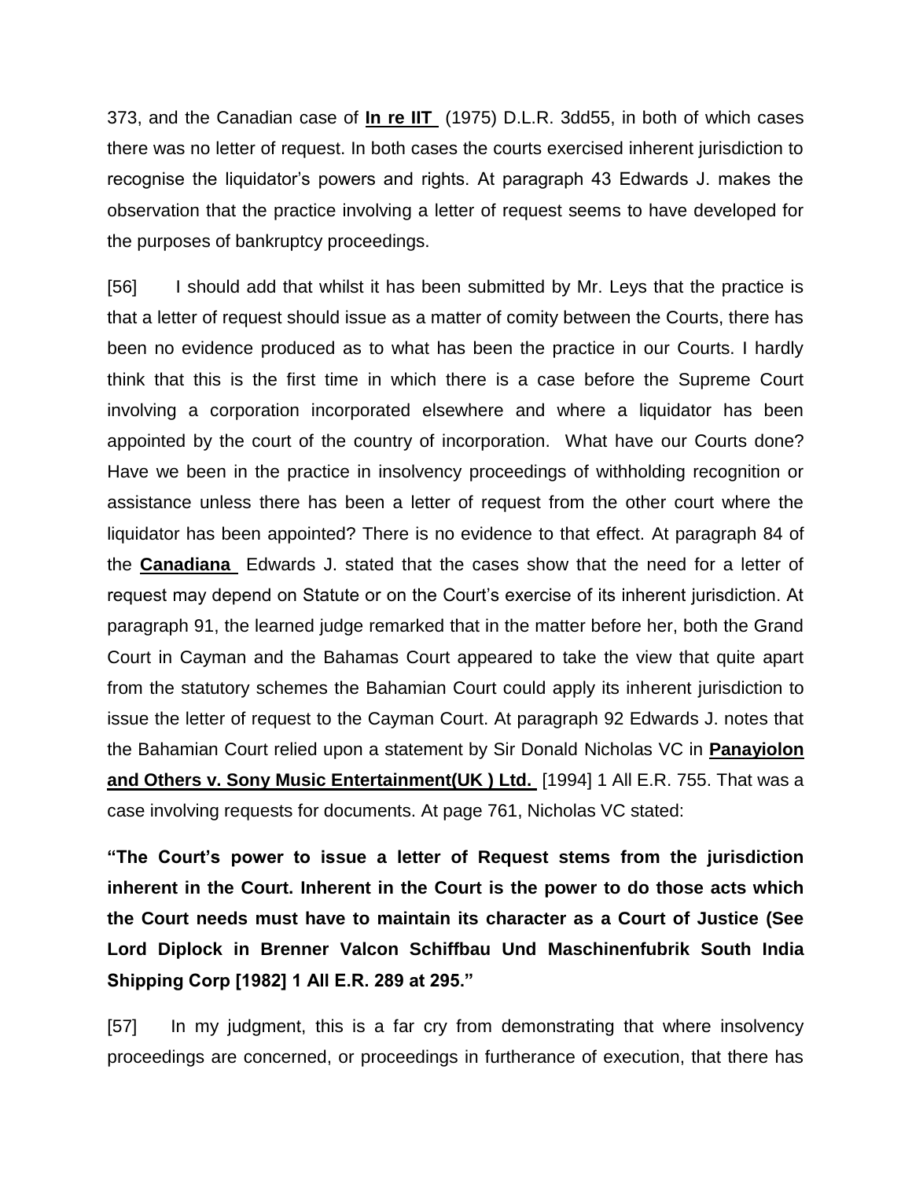373, and the Canadian case of **In re IIT** (1975) D.L.R. 3dd55, in both of which cases there was no letter of request. In both cases the courts exercised inherent jurisdiction to recognise the liquidator's powers and rights. At paragraph 43 Edwards J. makes the observation that the practice involving a letter of request seems to have developed for the purposes of bankruptcy proceedings.

[56] I should add that whilst it has been submitted by Mr. Leys that the practice is that a letter of request should issue as a matter of comity between the Courts, there has been no evidence produced as to what has been the practice in our Courts. I hardly think that this is the first time in which there is a case before the Supreme Court involving a corporation incorporated elsewhere and where a liquidator has been appointed by the court of the country of incorporation. What have our Courts done? Have we been in the practice in insolvency proceedings of withholding recognition or assistance unless there has been a letter of request from the other court where the liquidator has been appointed? There is no evidence to that effect. At paragraph 84 of the **Canadiana** Edwards J. stated that the cases show that the need for a letter of request may depend on Statute or on the Court's exercise of its inherent jurisdiction. At paragraph 91, the learned judge remarked that in the matter before her, both the Grand Court in Cayman and the Bahamas Court appeared to take the view that quite apart from the statutory schemes the Bahamian Court could apply its inherent jurisdiction to issue the letter of request to the Cayman Court. At paragraph 92 Edwards J. notes that the Bahamian Court relied upon a statement by Sir Donald Nicholas VC in **Panayiolon and Others v. Sony Music Entertainment(UK ) Ltd.** [1994] 1 All E.R. 755. That was a case involving requests for documents. At page 761, Nicholas VC stated:

**"The Court's power to issue a letter of Request stems from the jurisdiction inherent in the Court. Inherent in the Court is the power to do those acts which the Court needs must have to maintain its character as a Court of Justice (See Lord Diplock in Brenner Valcon Schiffbau Und Maschinenfubrik South India Shipping Corp [1982] 1 All E.R. 289 at 295."**

[57] In my judgment, this is a far cry from demonstrating that where insolvency proceedings are concerned, or proceedings in furtherance of execution, that there has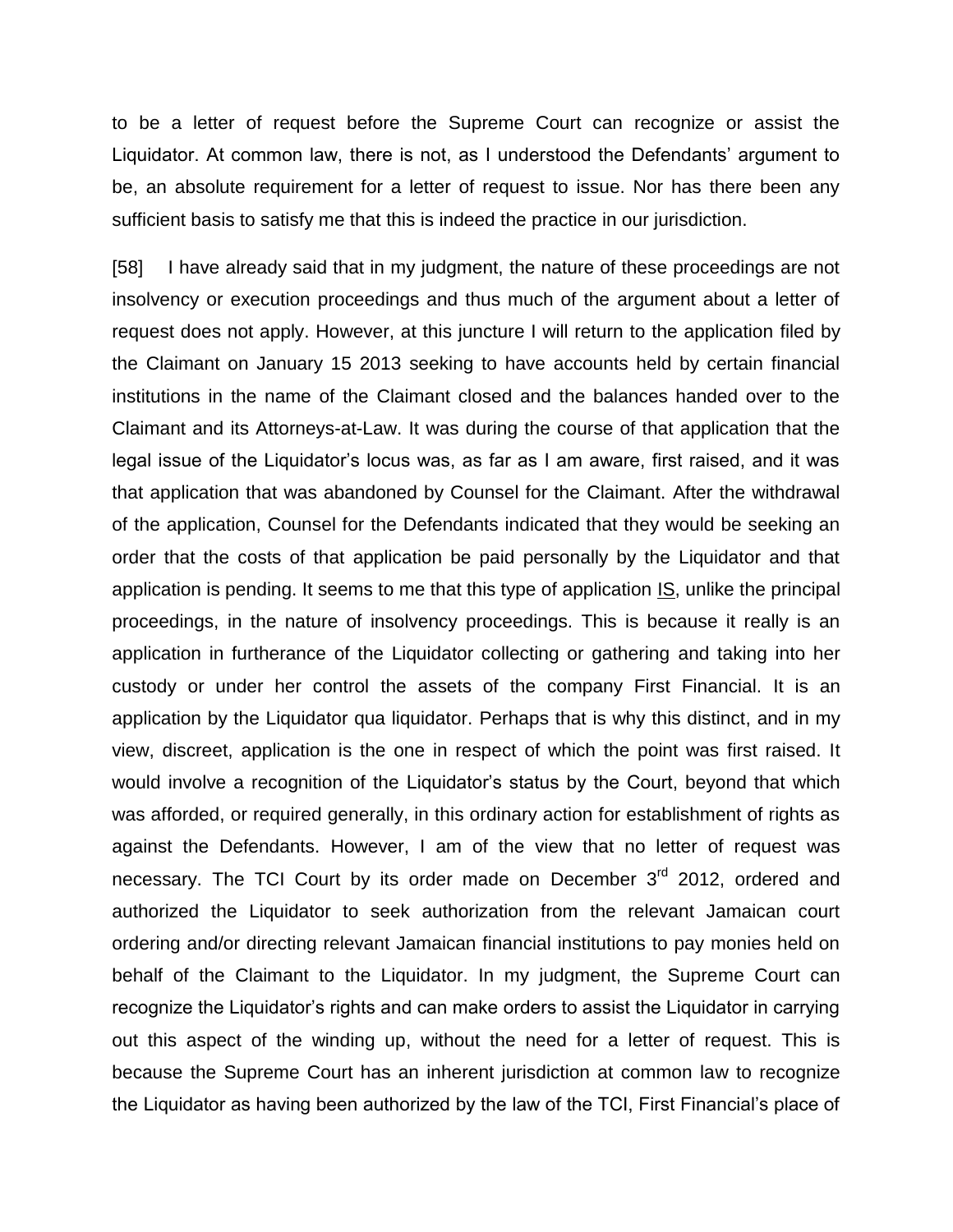to be a letter of request before the Supreme Court can recognize or assist the Liquidator. At common law, there is not, as I understood the Defendants' argument to be, an absolute requirement for a letter of request to issue. Nor has there been any sufficient basis to satisfy me that this is indeed the practice in our jurisdiction.

[58] I have already said that in my judgment, the nature of these proceedings are not insolvency or execution proceedings and thus much of the argument about a letter of request does not apply. However, at this juncture I will return to the application filed by the Claimant on January 15 2013 seeking to have accounts held by certain financial institutions in the name of the Claimant closed and the balances handed over to the Claimant and its Attorneys-at-Law. It was during the course of that application that the legal issue of the Liquidator's locus was, as far as I am aware, first raised, and it was that application that was abandoned by Counsel for the Claimant. After the withdrawal of the application, Counsel for the Defendants indicated that they would be seeking an order that the costs of that application be paid personally by the Liquidator and that application is pending. It seems to me that this type of application <u>IS</u>, unlike the principal proceedings, in the nature of insolvency proceedings. This is because it really is an application in furtherance of the Liquidator collecting or gathering and taking into her custody or under her control the assets of the company First Financial. It is an application by the Liquidator qua liquidator. Perhaps that is why this distinct, and in my view, discreet, application is the one in respect of which the point was first raised. It would involve a recognition of the Liquidator's status by the Court, beyond that which was afforded, or required generally, in this ordinary action for establishment of rights as against the Defendants. However, I am of the view that no letter of request was necessary. The TCI Court by its order made on December 3rd 2012, ordered and authorized the Liquidator to seek authorization from the relevant Jamaican court ordering and/or directing relevant Jamaican financial institutions to pay monies held on behalf of the Claimant to the Liquidator. In my judgment, the Supreme Court can recognize the Liquidator's rights and can make orders to assist the Liquidator in carrying out this aspect of the winding up, without the need for a letter of request. This is because the Supreme Court has an inherent jurisdiction at common law to recognize the Liquidator as having been authorized by the law of the TCI, First Financial's place of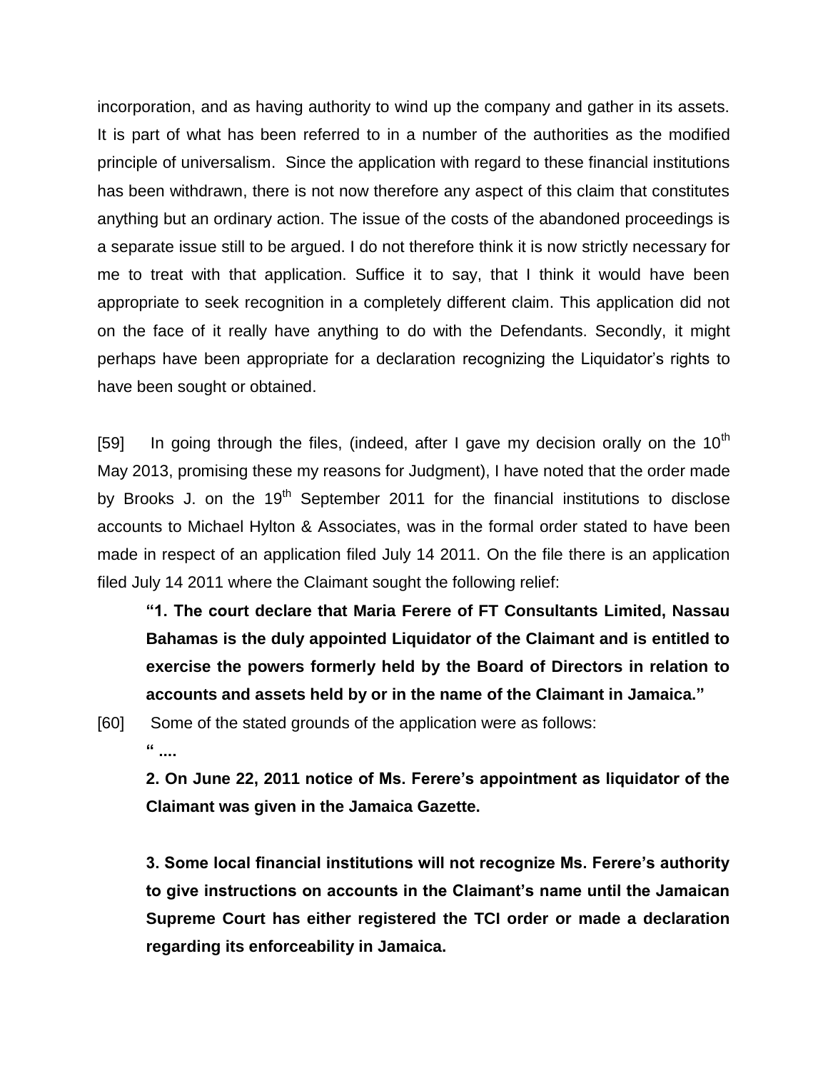incorporation, and as having authority to wind up the company and gather in its assets. It is part of what has been referred to in a number of the authorities as the modified principle of universalism. Since the application with regard to these financial institutions has been withdrawn, there is not now therefore any aspect of this claim that constitutes anything but an ordinary action. The issue of the costs of the abandoned proceedings is a separate issue still to be argued. I do not therefore think it is now strictly necessary for me to treat with that application. Suffice it to say, that I think it would have been appropriate to seek recognition in a completely different claim. This application did not on the face of it really have anything to do with the Defendants. Secondly, it might perhaps have been appropriate for a declaration recognizing the Liquidator's rights to have been sought or obtained.

[59] In going through the files, (indeed, after I gave my decision orally on the 10th May 2013, promising these my reasons for Judgment), I have noted that the order made by Brooks J. on the 19th September 2011 for the financial institutions to disclose accounts to Michael Hylton & Associates, was in the formal order stated to have been made in respect of an application filed July 14 2011. On the file there is an application filed July 14 2011 where the Claimant sought the following relief:

> **"1. The court declare that Maria Ferere of FT Consultants Limited, Nassau Bahamas is the duly appointed Liquidator of the Claimant and is entitled to exercise the powers formerly held by the Board of Directors in relation to accounts and assets held by or in the name of the Claimant in Jamaica."**

[60] Some of the stated grounds of the application were as follows:

> **" ....**
>
> **2. On June 22, 2011 notice of Ms. Ferere's appointment as liquidator of the Claimant was given in the Jamaica Gazette.**
>
> **3. Some local financial institutions will not recognize Ms. Ferere's authority to give instructions on accounts in the Claimant's name until the Jamaican Supreme Court has either registered the TCI order or made a declaration regarding its enforceability in Jamaica.**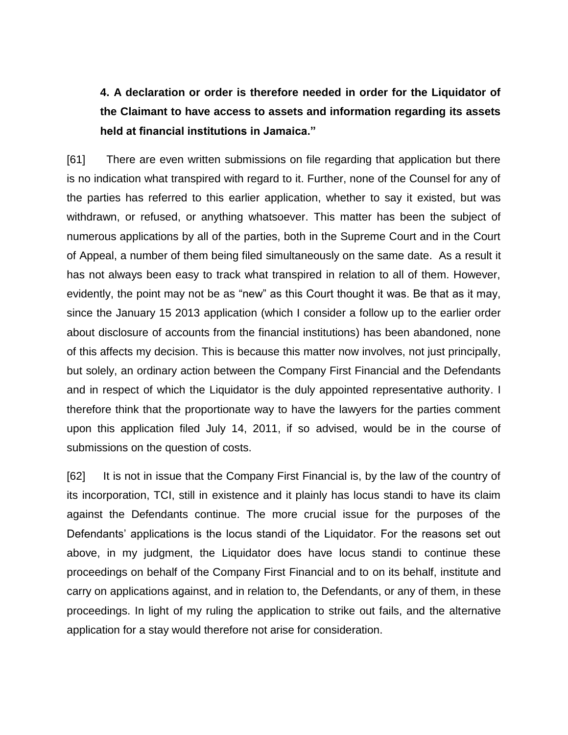**4. A declaration or order is therefore needed in order for the Liquidator of the Claimant to have access to assets and information regarding its assets held at financial institutions in Jamaica."**

[61] There are even written submissions on file regarding that application but there is no indication what transpired with regard to it. Further, none of the Counsel for any of the parties has referred to this earlier application, whether to say it existed, but was withdrawn, or refused, or anything whatsoever. This matter has been the subject of numerous applications by all of the parties, both in the Supreme Court and in the Court of Appeal, a number of them being filed simultaneously on the same date. As a result it has not always been easy to track what transpired in relation to all of them. However, evidently, the point may not be as "new" as this Court thought it was. Be that as it may, since the January 15 2013 application (which I consider a follow up to the earlier order about disclosure of accounts from the financial institutions) has been abandoned, none of this affects my decision. This is because this matter now involves, not just principally, but solely, an ordinary action between the Company First Financial and the Defendants and in respect of which the Liquidator is the duly appointed representative authority. I therefore think that the proportionate way to have the lawyers for the parties comment upon this application filed July 14, 2011, if so advised, would be in the course of submissions on the question of costs.

[62] It is not in issue that the Company First Financial is, by the law of the country of its incorporation, TCI, still in existence and it plainly has locus standi to have its claim against the Defendants continue. The more crucial issue for the purposes of the Defendants' applications is the locus standi of the Liquidator. For the reasons set out above, in my judgment, the Liquidator does have locus standi to continue these proceedings on behalf of the Company First Financial and to on its behalf, institute and carry on applications against, and in relation to, the Defendants, or any of them, in these proceedings. In light of my ruling the application to strike out fails, and the alternative application for a stay would therefore not arise for consideration.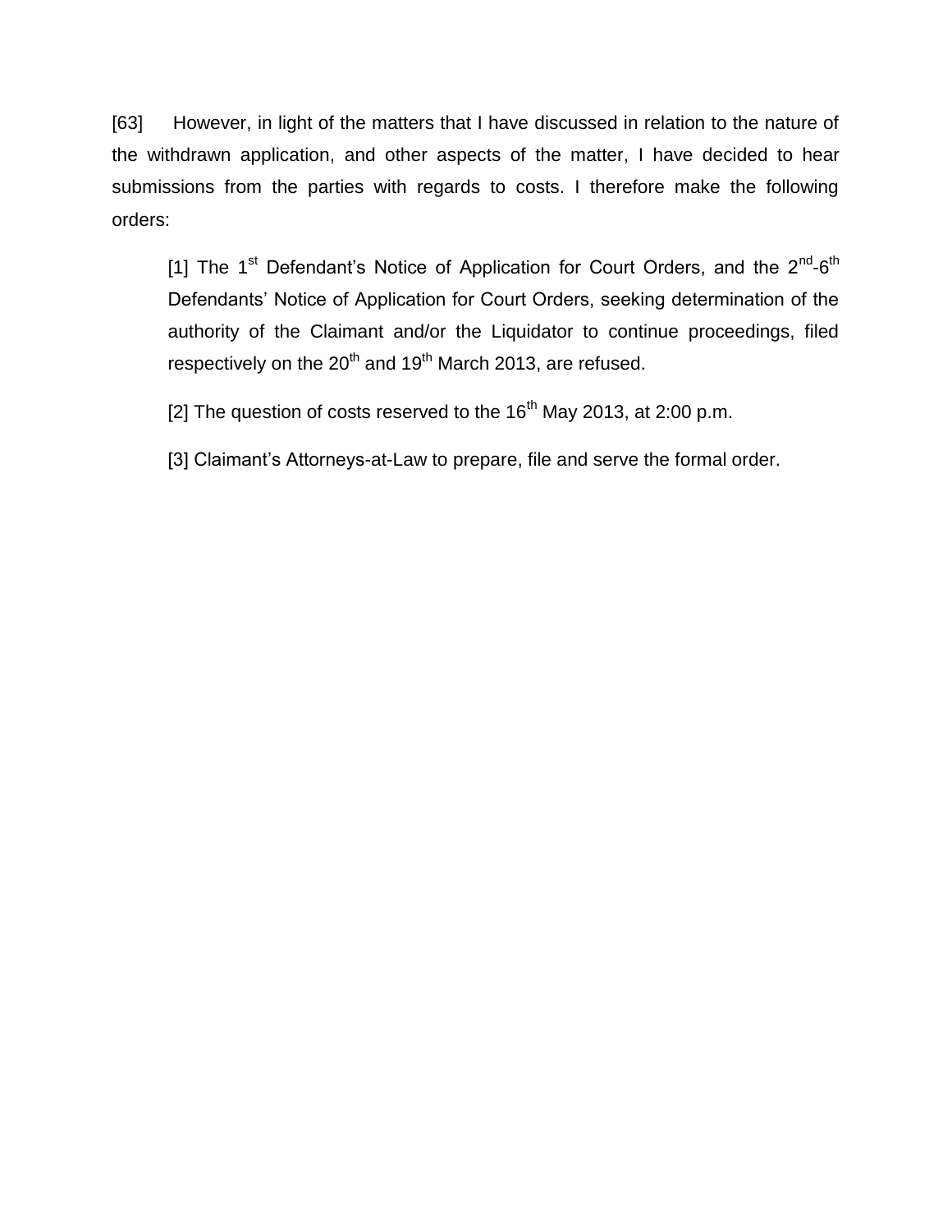[63] However, in light of the matters that I have discussed in relation to the nature of the withdrawn application, and other aspects of the matter, I have decided to hear submissions from the parties with regards to costs. I therefore make the following orders:

> [1] The 1st Defendant's Notice of Application for Court Orders, and the 2nd-6th Defendants' Notice of Application for Court Orders, seeking determination of the authority of the Claimant and/or the Liquidator to continue proceedings, filed respectively on the 20th and 19th March 2013, are refused.
>
> [2] The question of costs reserved to the 16th May 2013, at 2:00 p.m.
>
> [3] Claimant's Attorneys-at-Law to prepare, file and serve the formal order.